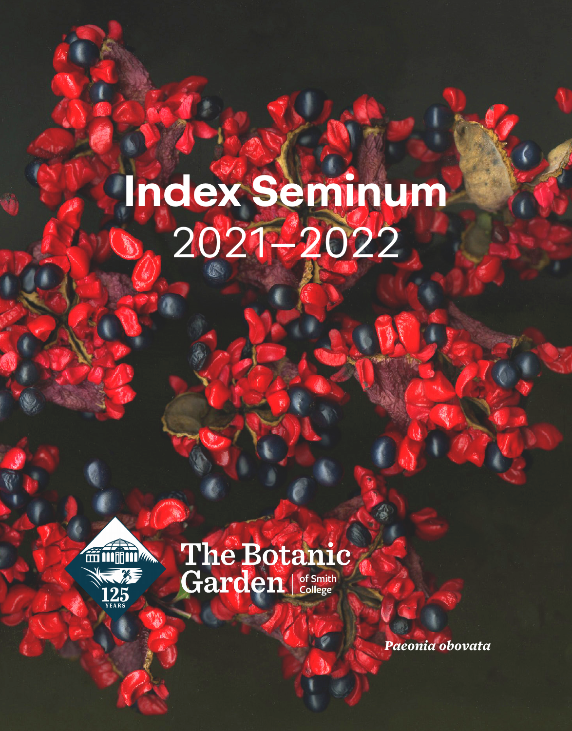# Index Seminum
2021–2022

The Botanic Garden | of Smith College

125 YEARS

*Paeonia obovata*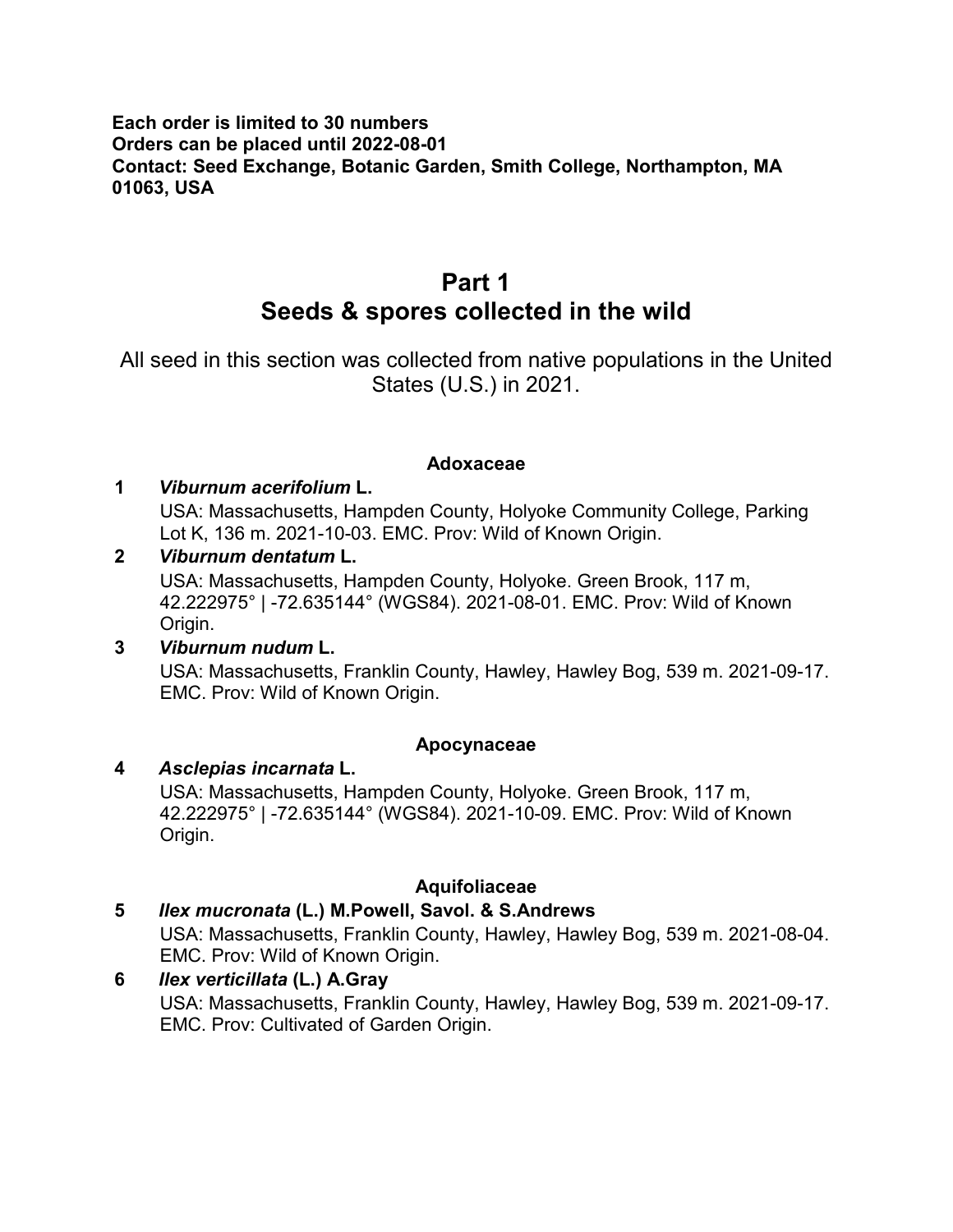**Each order is limited to 30 numbers**
**Orders can be placed until 2022-08-01**
**Contact: Seed Exchange, Botanic Garden, Smith College, Northampton, MA 01063, USA**

# Part 1
# Seeds & spores collected in the wild

All seed in this section was collected from native populations in the United States (U.S.) in 2021.

### Adoxaceae

**1** ***Viburnum acerifolium* L.**
USA: Massachusetts, Hampden County, Holyoke Community College, Parking Lot K, 136 m. 2021-10-03. EMC. Prov: Wild of Known Origin.

**2** ***Viburnum dentatum* L.**
USA: Massachusetts, Hampden County, Holyoke. Green Brook, 117 m, 42.222975° | -72.635144° (WGS84). 2021-08-01. EMC. Prov: Wild of Known Origin.

**3** ***Viburnum nudum* L.**
USA: Massachusetts, Franklin County, Hawley, Hawley Bog, 539 m. 2021-09-17. EMC. Prov: Wild of Known Origin.

### Apocynaceae

**4** ***Asclepias incarnata* L.**
USA: Massachusetts, Hampden County, Holyoke. Green Brook, 117 m, 42.222975° | -72.635144° (WGS84). 2021-10-09. EMC. Prov: Wild of Known Origin.

### Aquifoliaceae

**5** ***Ilex mucronata* (L.) M.Powell, Savol. & S.Andrews**
USA: Massachusetts, Franklin County, Hawley, Hawley Bog, 539 m. 2021-08-04. EMC. Prov: Wild of Known Origin.

**6** ***Ilex verticillata* (L.) A.Gray**
USA: Massachusetts, Franklin County, Hawley, Hawley Bog, 539 m. 2021-09-17. EMC. Prov: Cultivated of Garden Origin.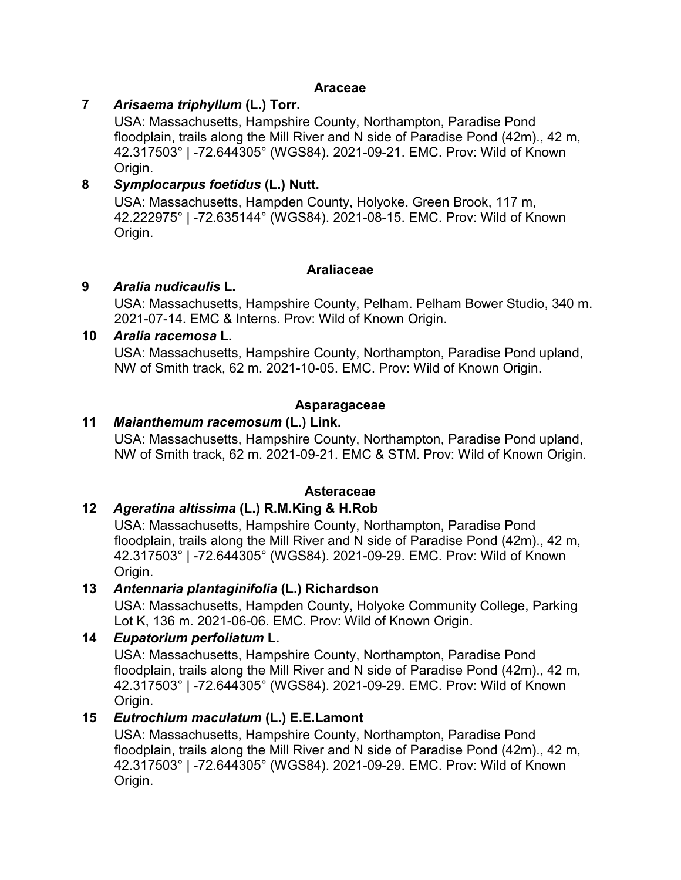### Araceae

**7** ***Arisaema triphyllum* (L.) Torr.**

USA: Massachusetts, Hampshire County, Northampton, Paradise Pond floodplain, trails along the Mill River and N side of Paradise Pond (42m)., 42 m, 42.317503° | -72.644305° (WGS84). 2021-09-21. EMC. Prov: Wild of Known Origin.

**8** ***Symplocarpus foetidus* (L.) Nutt.**

USA: Massachusetts, Hampden County, Holyoke. Green Brook, 117 m, 42.222975° | -72.635144° (WGS84). 2021-08-15. EMC. Prov: Wild of Known Origin.

### Araliaceae

**9** ***Aralia nudicaulis* L.**

USA: Massachusetts, Hampshire County, Pelham. Pelham Bower Studio, 340 m. 2021-07-14. EMC & Interns. Prov: Wild of Known Origin.

**10** ***Aralia racemosa* L.**

USA: Massachusetts, Hampshire County, Northampton, Paradise Pond upland, NW of Smith track, 62 m. 2021-10-05. EMC. Prov: Wild of Known Origin.

### Asparagaceae

**11** ***Maianthemum racemosum* (L.) Link.**

USA: Massachusetts, Hampshire County, Northampton, Paradise Pond upland, NW of Smith track, 62 m. 2021-09-21. EMC & STM. Prov: Wild of Known Origin.

### Asteraceae

**12** ***Ageratina altissima* (L.) R.M.King & H.Rob**

USA: Massachusetts, Hampshire County, Northampton, Paradise Pond floodplain, trails along the Mill River and N side of Paradise Pond (42m)., 42 m, 42.317503° | -72.644305° (WGS84). 2021-09-29. EMC. Prov: Wild of Known Origin.

**13** ***Antennaria plantaginifolia* (L.) Richardson**

USA: Massachusetts, Hampden County, Holyoke Community College, Parking Lot K, 136 m. 2021-06-06. EMC. Prov: Wild of Known Origin.

**14** ***Eupatorium perfoliatum* L.**

USA: Massachusetts, Hampshire County, Northampton, Paradise Pond floodplain, trails along the Mill River and N side of Paradise Pond (42m)., 42 m, 42.317503° | -72.644305° (WGS84). 2021-09-29. EMC. Prov: Wild of Known Origin.

**15** ***Eutrochium maculatum* (L.) E.E.Lamont**

USA: Massachusetts, Hampshire County, Northampton, Paradise Pond floodplain, trails along the Mill River and N side of Paradise Pond (42m)., 42 m, 42.317503° | -72.644305° (WGS84). 2021-09-29. EMC. Prov: Wild of Known Origin.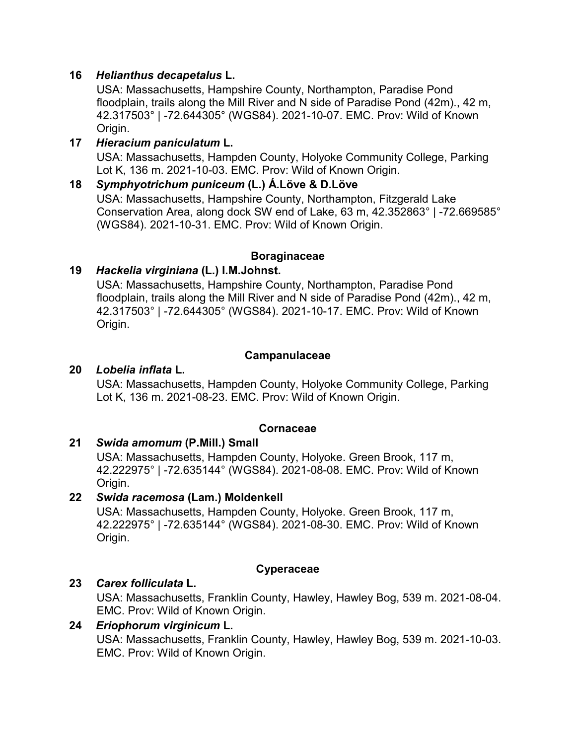**16** ***Helianthus decapetalus*** **L.**

USA: Massachusetts, Hampshire County, Northampton, Paradise Pond floodplain, trails along the Mill River and N side of Paradise Pond (42m)., 42 m, 42.317503° | -72.644305° (WGS84). 2021-10-07. EMC. Prov: Wild of Known Origin.

**17** ***Hieracium paniculatum*** **L.**

USA: Massachusetts, Hampden County, Holyoke Community College, Parking Lot K, 136 m. 2021-10-03. EMC. Prov: Wild of Known Origin.

**18** ***Symphyotrichum puniceum*** **(L.) Á.Löve & D.Löve**

USA: Massachusetts, Hampshire County, Northampton, Fitzgerald Lake Conservation Area, along dock SW end of Lake, 63 m, 42.352863° | -72.669585° (WGS84). 2021-10-31. EMC. Prov: Wild of Known Origin.

### Boraginaceae

**19** ***Hackelia virginiana*** **(L.) I.M.Johnst.**

USA: Massachusetts, Hampshire County, Northampton, Paradise Pond floodplain, trails along the Mill River and N side of Paradise Pond (42m)., 42 m, 42.317503° | -72.644305° (WGS84). 2021-10-17. EMC. Prov: Wild of Known Origin.

### Campanulaceae

**20** ***Lobelia inflata*** **L.**

USA: Massachusetts, Hampden County, Holyoke Community College, Parking Lot K, 136 m. 2021-08-23. EMC. Prov: Wild of Known Origin.

### Cornaceae

**21** ***Swida amomum*** **(P.Mill.) Small**

USA: Massachusetts, Hampden County, Holyoke. Green Brook, 117 m, 42.222975° | -72.635144° (WGS84). 2021-08-08. EMC. Prov: Wild of Known Origin.

**22** ***Swida racemosa*** **(Lam.) Moldenkell**

USA: Massachusetts, Hampden County, Holyoke. Green Brook, 117 m, 42.222975° | -72.635144° (WGS84). 2021-08-30. EMC. Prov: Wild of Known Origin.

### Cyperaceae

**23** ***Carex folliculata*** **L.**

USA: Massachusetts, Franklin County, Hawley, Hawley Bog, 539 m. 2021-08-04. EMC. Prov: Wild of Known Origin.

**24** ***Eriophorum virginicum*** **L.**

USA: Massachusetts, Franklin County, Hawley, Hawley Bog, 539 m. 2021-10-03. EMC. Prov: Wild of Known Origin.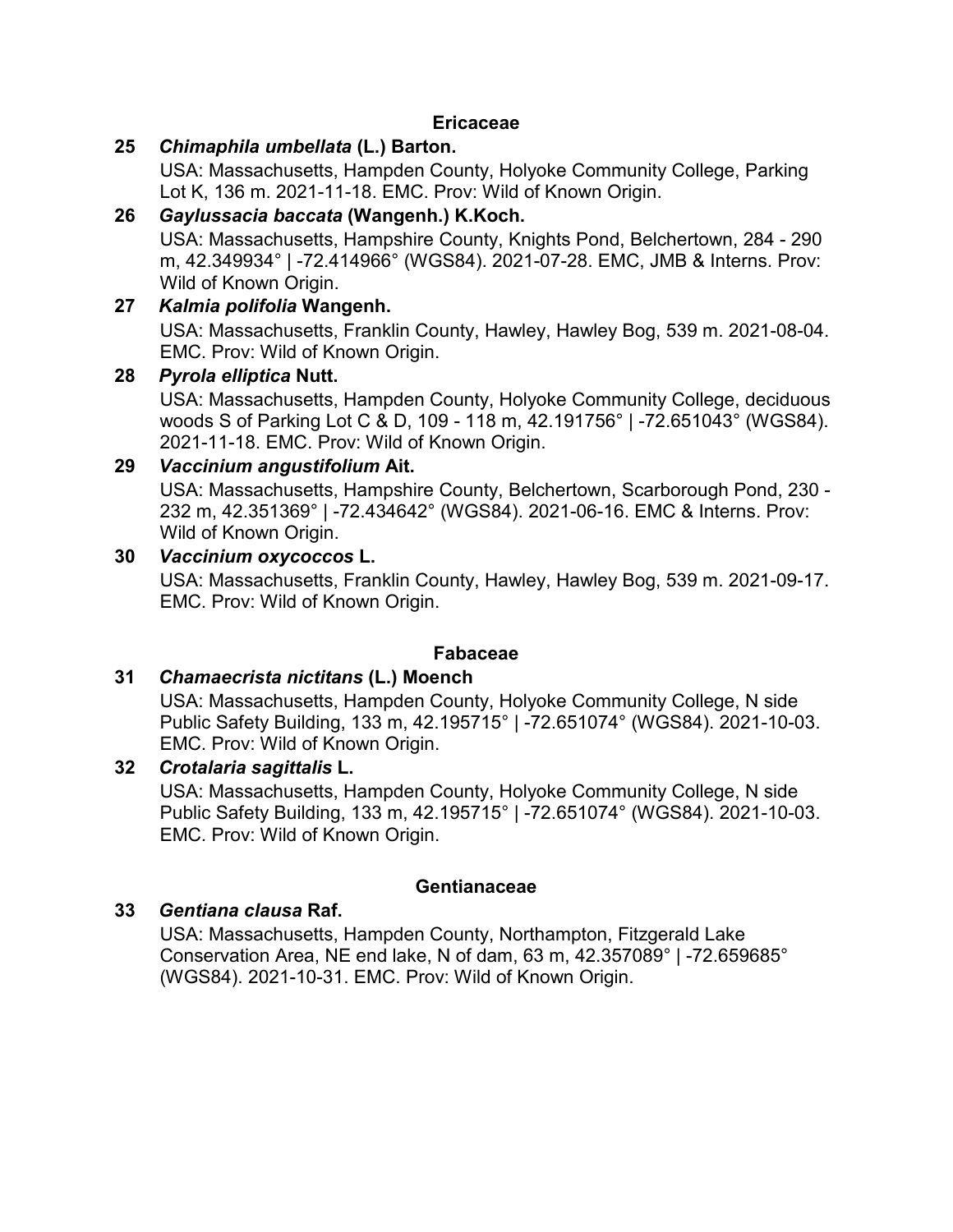### Ericaceae

**25** ***Chimaphila umbellata* (L.) Barton.**
USA: Massachusetts, Hampden County, Holyoke Community College, Parking Lot K, 136 m. 2021-11-18. EMC. Prov: Wild of Known Origin.

**26** ***Gaylussacia baccata* (Wangenh.) K.Koch.**
USA: Massachusetts, Hampshire County, Knights Pond, Belchertown, 284 - 290 m, 42.349934° | -72.414966° (WGS84). 2021-07-28. EMC, JMB & Interns. Prov: Wild of Known Origin.

**27** ***Kalmia polifolia* Wangenh.**
USA: Massachusetts, Franklin County, Hawley, Hawley Bog, 539 m. 2021-08-04. EMC. Prov: Wild of Known Origin.

**28** ***Pyrola elliptica* Nutt.**
USA: Massachusetts, Hampden County, Holyoke Community College, deciduous woods S of Parking Lot C & D, 109 - 118 m, 42.191756° | -72.651043° (WGS84). 2021-11-18. EMC. Prov: Wild of Known Origin.

**29** ***Vaccinium angustifolium* Ait.**
USA: Massachusetts, Hampshire County, Belchertown, Scarborough Pond, 230 - 232 m, 42.351369° | -72.434642° (WGS84). 2021-06-16. EMC & Interns. Prov: Wild of Known Origin.

**30** ***Vaccinium oxycoccos* L.**
USA: Massachusetts, Franklin County, Hawley, Hawley Bog, 539 m. 2021-09-17. EMC. Prov: Wild of Known Origin.

### Fabaceae

**31** ***Chamaecrista nictitans* (L.) Moench**
USA: Massachusetts, Hampden County, Holyoke Community College, N side Public Safety Building, 133 m, 42.195715° | -72.651074° (WGS84). 2021-10-03. EMC. Prov: Wild of Known Origin.

**32** ***Crotalaria sagittalis* L.**
USA: Massachusetts, Hampden County, Holyoke Community College, N side Public Safety Building, 133 m, 42.195715° | -72.651074° (WGS84). 2021-10-03. EMC. Prov: Wild of Known Origin.

### Gentianaceae

**33** ***Gentiana clausa* Raf.**
USA: Massachusetts, Hampden County, Northampton, Fitzgerald Lake Conservation Area, NE end lake, N of dam, 63 m, 42.357089° | -72.659685° (WGS84). 2021-10-31. EMC. Prov: Wild of Known Origin.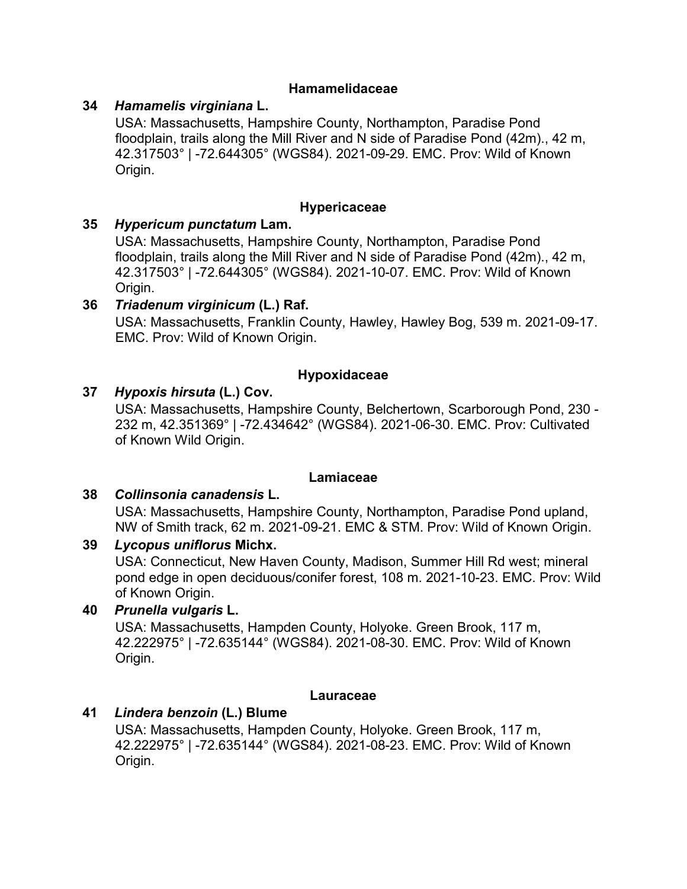### Hamamelidaceae

**34** ***Hamamelis virginiana*** **L.**

USA: Massachusetts, Hampshire County, Northampton, Paradise Pond floodplain, trails along the Mill River and N side of Paradise Pond (42m)., 42 m, 42.317503° | -72.644305° (WGS84). 2021-09-29. EMC. Prov: Wild of Known Origin.

### Hypericaceae

**35** ***Hypericum punctatum*** **Lam.**

USA: Massachusetts, Hampshire County, Northampton, Paradise Pond floodplain, trails along the Mill River and N side of Paradise Pond (42m)., 42 m, 42.317503° | -72.644305° (WGS84). 2021-10-07. EMC. Prov: Wild of Known Origin.

**36** ***Triadenum virginicum*** **(L.) Raf.**

USA: Massachusetts, Franklin County, Hawley, Hawley Bog, 539 m. 2021-09-17. EMC. Prov: Wild of Known Origin.

### Hypoxidaceae

**37** ***Hypoxis hirsuta*** **(L.) Cov.**

USA: Massachusetts, Hampshire County, Belchertown, Scarborough Pond, 230 - 232 m, 42.351369° | -72.434642° (WGS84). 2021-06-30. EMC. Prov: Cultivated of Known Wild Origin.

### Lamiaceae

**38** ***Collinsonia canadensis*** **L.**

USA: Massachusetts, Hampshire County, Northampton, Paradise Pond upland, NW of Smith track, 62 m. 2021-09-21. EMC & STM. Prov: Wild of Known Origin.

**39** ***Lycopus uniflorus*** **Michx.**

USA: Connecticut, New Haven County, Madison, Summer Hill Rd west; mineral pond edge in open deciduous/conifer forest, 108 m. 2021-10-23. EMC. Prov: Wild of Known Origin.

**40** ***Prunella vulgaris*** **L.**

USA: Massachusetts, Hampden County, Holyoke. Green Brook, 117 m, 42.222975° | -72.635144° (WGS84). 2021-08-30. EMC. Prov: Wild of Known Origin.

### Lauraceae

**41** ***Lindera benzoin*** **(L.) Blume**

USA: Massachusetts, Hampden County, Holyoke. Green Brook, 117 m, 42.222975° | -72.635144° (WGS84). 2021-08-23. EMC. Prov: Wild of Known Origin.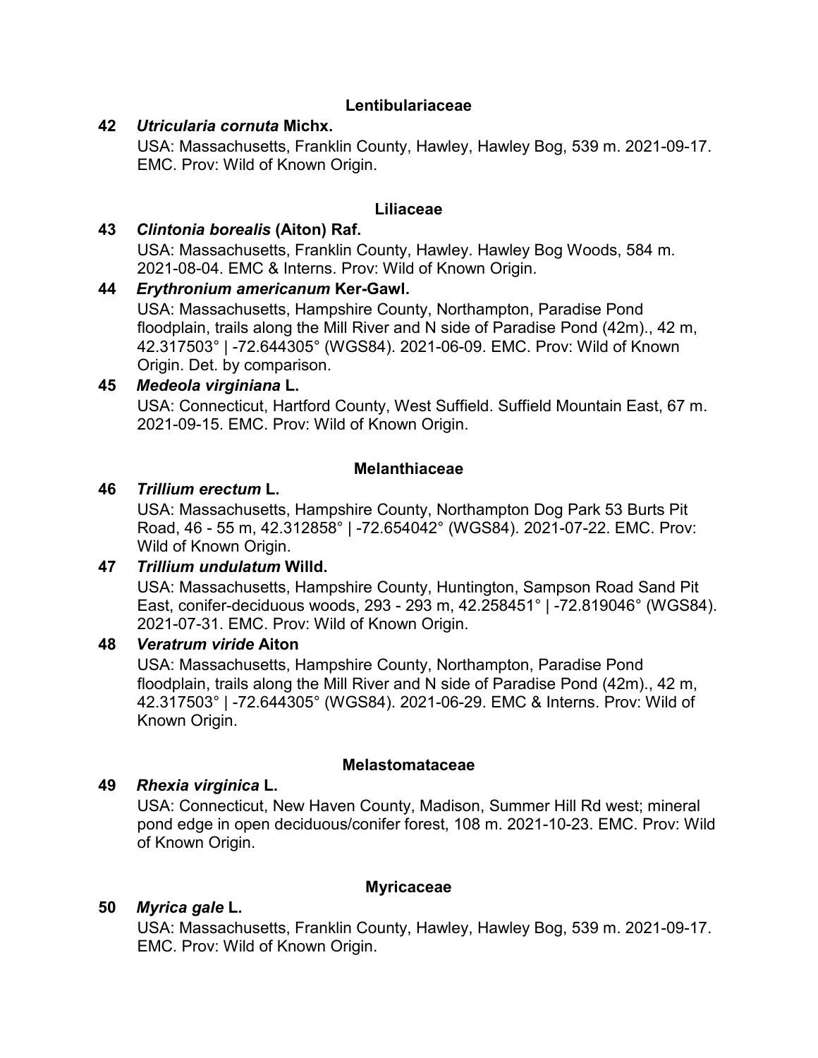### Lentibulariaceae

**42** ***Utricularia cornuta* Michx.**

USA: Massachusetts, Franklin County, Hawley, Hawley Bog, 539 m. 2021-09-17. EMC. Prov: Wild of Known Origin.

### Liliaceae

**43** ***Clintonia borealis* (Aiton) Raf.**

USA: Massachusetts, Franklin County, Hawley. Hawley Bog Woods, 584 m. 2021-08-04. EMC & Interns. Prov: Wild of Known Origin.

**44** ***Erythronium americanum* Ker-Gawl.**

USA: Massachusetts, Hampshire County, Northampton, Paradise Pond floodplain, trails along the Mill River and N side of Paradise Pond (42m)., 42 m, 42.317503° | -72.644305° (WGS84). 2021-06-09. EMC. Prov: Wild of Known Origin. Det. by comparison.

**45** ***Medeola virginiana* L.**

USA: Connecticut, Hartford County, West Suffield. Suffield Mountain East, 67 m. 2021-09-15. EMC. Prov: Wild of Known Origin.

### Melanthiaceae

**46** ***Trillium erectum* L.**

USA: Massachusetts, Hampshire County, Northampton Dog Park 53 Burts Pit Road, 46 - 55 m, 42.312858° | -72.654042° (WGS84). 2021-07-22. EMC. Prov: Wild of Known Origin.

**47** ***Trillium undulatum* Willd.**

USA: Massachusetts, Hampshire County, Huntington, Sampson Road Sand Pit East, conifer-deciduous woods, 293 - 293 m, 42.258451° | -72.819046° (WGS84). 2021-07-31. EMC. Prov: Wild of Known Origin.

**48** ***Veratrum viride* Aiton**

USA: Massachusetts, Hampshire County, Northampton, Paradise Pond floodplain, trails along the Mill River and N side of Paradise Pond (42m)., 42 m, 42.317503° | -72.644305° (WGS84). 2021-06-29. EMC & Interns. Prov: Wild of Known Origin.

### Melastomataceae

**49** ***Rhexia virginica* L.**

USA: Connecticut, New Haven County, Madison, Summer Hill Rd west; mineral pond edge in open deciduous/conifer forest, 108 m. 2021-10-23. EMC. Prov: Wild of Known Origin.

### Myricaceae

**50** ***Myrica gale* L.**

USA: Massachusetts, Franklin County, Hawley, Hawley Bog, 539 m. 2021-09-17. EMC. Prov: Wild of Known Origin.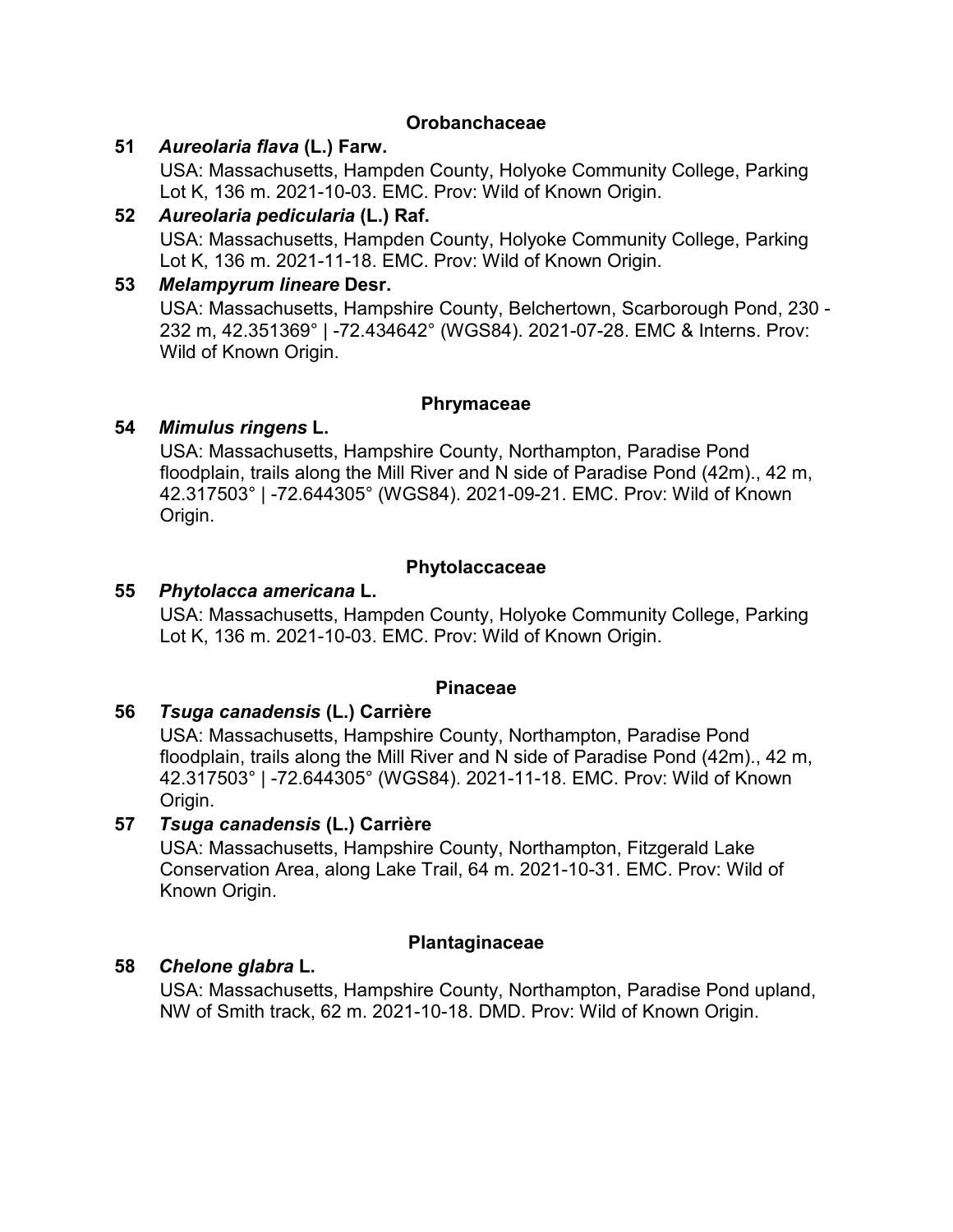### Orobanchaceae

**51** ***Aureolaria flava*** **(L.) Farw.**

USA: Massachusetts, Hampden County, Holyoke Community College, Parking Lot K, 136 m. 2021-10-03. EMC. Prov: Wild of Known Origin.

**52** ***Aureolaria pedicularia*** **(L.) Raf.**

USA: Massachusetts, Hampden County, Holyoke Community College, Parking Lot K, 136 m. 2021-11-18. EMC. Prov: Wild of Known Origin.

**53** ***Melampyrum lineare*** **Desr.**

USA: Massachusetts, Hampshire County, Belchertown, Scarborough Pond, 230 - 232 m, 42.351369° | -72.434642° (WGS84). 2021-07-28. EMC & Interns. Prov: Wild of Known Origin.

### Phrymaceae

**54** ***Mimulus ringens*** **L.**

USA: Massachusetts, Hampshire County, Northampton, Paradise Pond floodplain, trails along the Mill River and N side of Paradise Pond (42m)., 42 m, 42.317503° | -72.644305° (WGS84). 2021-09-21. EMC. Prov: Wild of Known Origin.

### Phytolaccaceae

**55** ***Phytolacca americana*** **L.**

USA: Massachusetts, Hampden County, Holyoke Community College, Parking Lot K, 136 m. 2021-10-03. EMC. Prov: Wild of Known Origin.

### Pinaceae

**56** ***Tsuga canadensis*** **(L.) Carrière**

USA: Massachusetts, Hampshire County, Northampton, Paradise Pond floodplain, trails along the Mill River and N side of Paradise Pond (42m)., 42 m, 42.317503° | -72.644305° (WGS84). 2021-11-18. EMC. Prov: Wild of Known Origin.

**57** ***Tsuga canadensis*** **(L.) Carrière**

USA: Massachusetts, Hampshire County, Northampton, Fitzgerald Lake Conservation Area, along Lake Trail, 64 m. 2021-10-31. EMC. Prov: Wild of Known Origin.

### Plantaginaceae

**58** ***Chelone glabra*** **L.**

USA: Massachusetts, Hampshire County, Northampton, Paradise Pond upland, NW of Smith track, 62 m. 2021-10-18. DMD. Prov: Wild of Known Origin.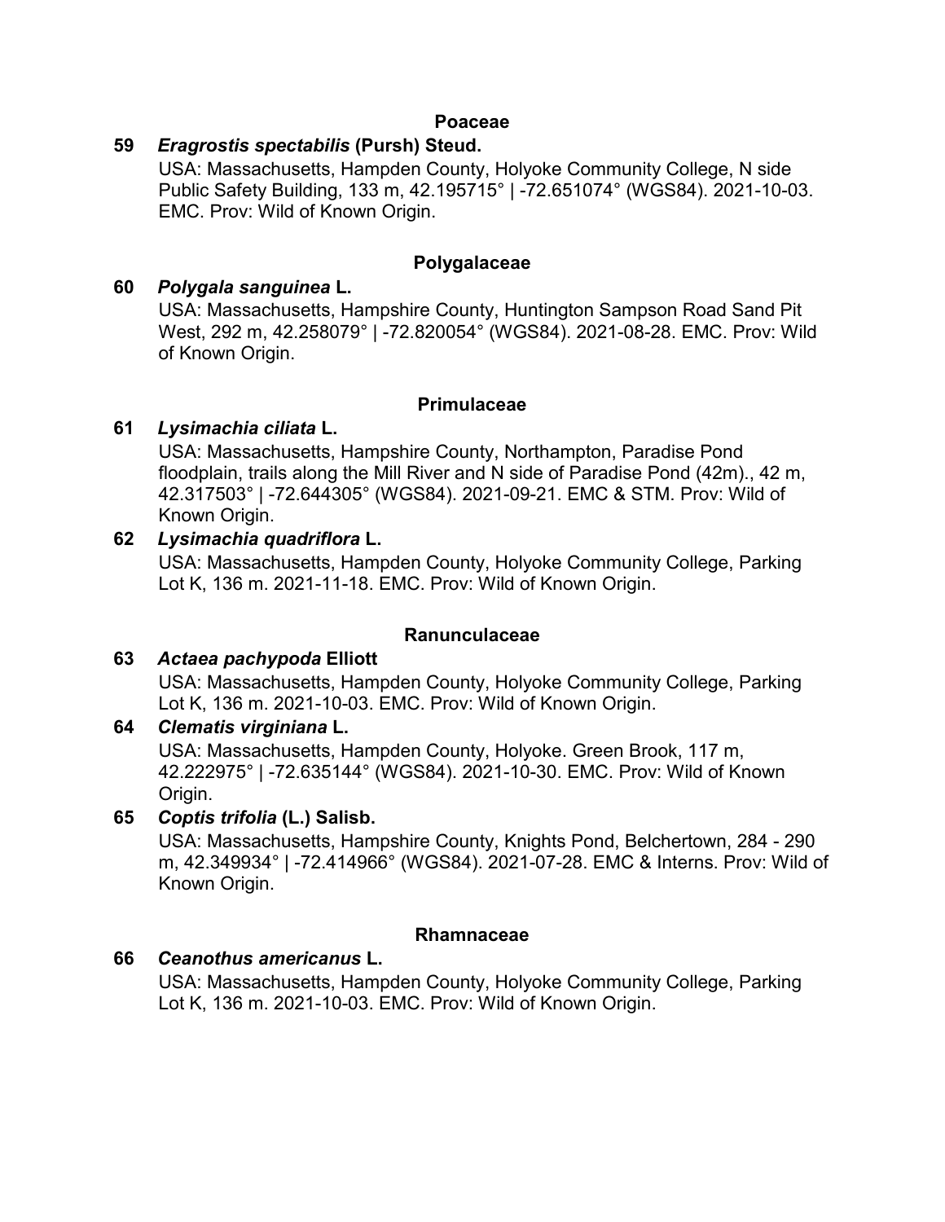### Poaceae

**59** ***Eragrostis spectabilis*** **(Pursh) Steud.**

USA: Massachusetts, Hampden County, Holyoke Community College, N side Public Safety Building, 133 m, 42.195715° | -72.651074° (WGS84). 2021-10-03. EMC. Prov: Wild of Known Origin.

### Polygalaceae

**60** ***Polygala sanguinea*** **L.**

USA: Massachusetts, Hampshire County, Huntington Sampson Road Sand Pit West, 292 m, 42.258079° | -72.820054° (WGS84). 2021-08-28. EMC. Prov: Wild of Known Origin.

### Primulaceae

**61** ***Lysimachia ciliata*** **L.**

USA: Massachusetts, Hampshire County, Northampton, Paradise Pond floodplain, trails along the Mill River and N side of Paradise Pond (42m)., 42 m, 42.317503° | -72.644305° (WGS84). 2021-09-21. EMC & STM. Prov: Wild of Known Origin.

**62** ***Lysimachia quadriflora*** **L.**

USA: Massachusetts, Hampden County, Holyoke Community College, Parking Lot K, 136 m. 2021-11-18. EMC. Prov: Wild of Known Origin.

### Ranunculaceae

**63** ***Actaea pachypoda*** **Elliott**

USA: Massachusetts, Hampden County, Holyoke Community College, Parking Lot K, 136 m. 2021-10-03. EMC. Prov: Wild of Known Origin.

**64** ***Clematis virginiana*** **L.**

USA: Massachusetts, Hampden County, Holyoke. Green Brook, 117 m, 42.222975° | -72.635144° (WGS84). 2021-10-30. EMC. Prov: Wild of Known Origin.

**65** ***Coptis trifolia*** **(L.) Salisb.**

USA: Massachusetts, Hampshire County, Knights Pond, Belchertown, 284 - 290 m, 42.349934° | -72.414966° (WGS84). 2021-07-28. EMC & Interns. Prov: Wild of Known Origin.

### Rhamnaceae

**66** ***Ceanothus americanus*** **L.**

USA: Massachusetts, Hampden County, Holyoke Community College, Parking Lot K, 136 m. 2021-10-03. EMC. Prov: Wild of Known Origin.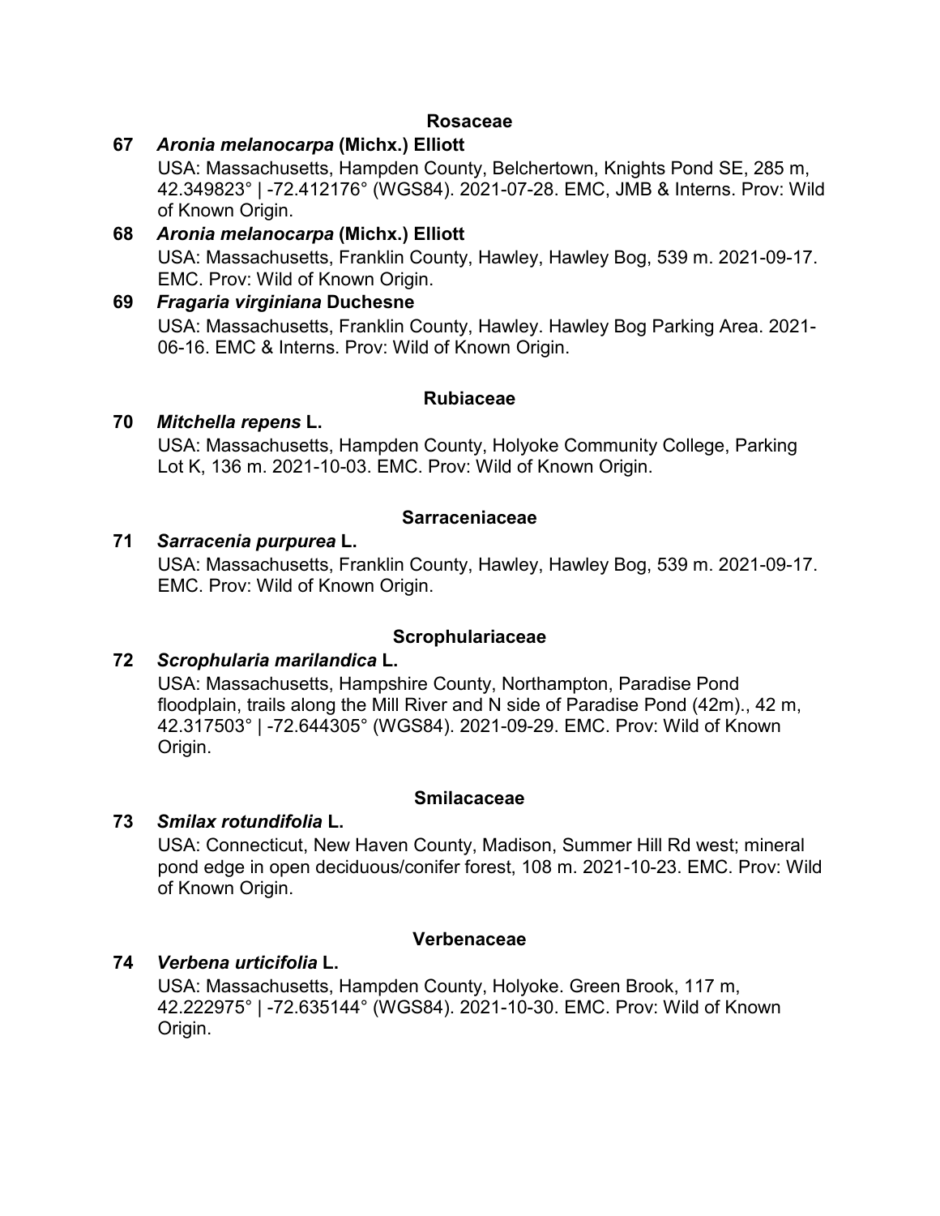### Rosaceae

**67** ***Aronia melanocarpa* (Michx.) Elliott**

USA: Massachusetts, Hampden County, Belchertown, Knights Pond SE, 285 m, 42.349823° | -72.412176° (WGS84). 2021-07-28. EMC, JMB & Interns. Prov: Wild of Known Origin.

**68** ***Aronia melanocarpa* (Michx.) Elliott**

USA: Massachusetts, Franklin County, Hawley, Hawley Bog, 539 m. 2021-09-17. EMC. Prov: Wild of Known Origin.

**69** ***Fragaria virginiana* Duchesne**

USA: Massachusetts, Franklin County, Hawley. Hawley Bog Parking Area. 2021-06-16. EMC & Interns. Prov: Wild of Known Origin.

### Rubiaceae

**70** ***Mitchella repens* L.**

USA: Massachusetts, Hampden County, Holyoke Community College, Parking Lot K, 136 m. 2021-10-03. EMC. Prov: Wild of Known Origin.

### Sarraceniaceae

**71** ***Sarracenia purpurea* L.**

USA: Massachusetts, Franklin County, Hawley, Hawley Bog, 539 m. 2021-09-17. EMC. Prov: Wild of Known Origin.

### Scrophulariaceae

**72** ***Scrophularia marilandica* L.**

USA: Massachusetts, Hampshire County, Northampton, Paradise Pond floodplain, trails along the Mill River and N side of Paradise Pond (42m)., 42 m, 42.317503° | -72.644305° (WGS84). 2021-09-29. EMC. Prov: Wild of Known Origin.

### Smilacaceae

**73** ***Smilax rotundifolia* L.**

USA: Connecticut, New Haven County, Madison, Summer Hill Rd west; mineral pond edge in open deciduous/conifer forest, 108 m. 2021-10-23. EMC. Prov: Wild of Known Origin.

### Verbenaceae

**74** ***Verbena urticifolia* L.**

USA: Massachusetts, Hampden County, Holyoke. Green Brook, 117 m, 42.222975° | -72.635144° (WGS84). 2021-10-30. EMC. Prov: Wild of Known Origin.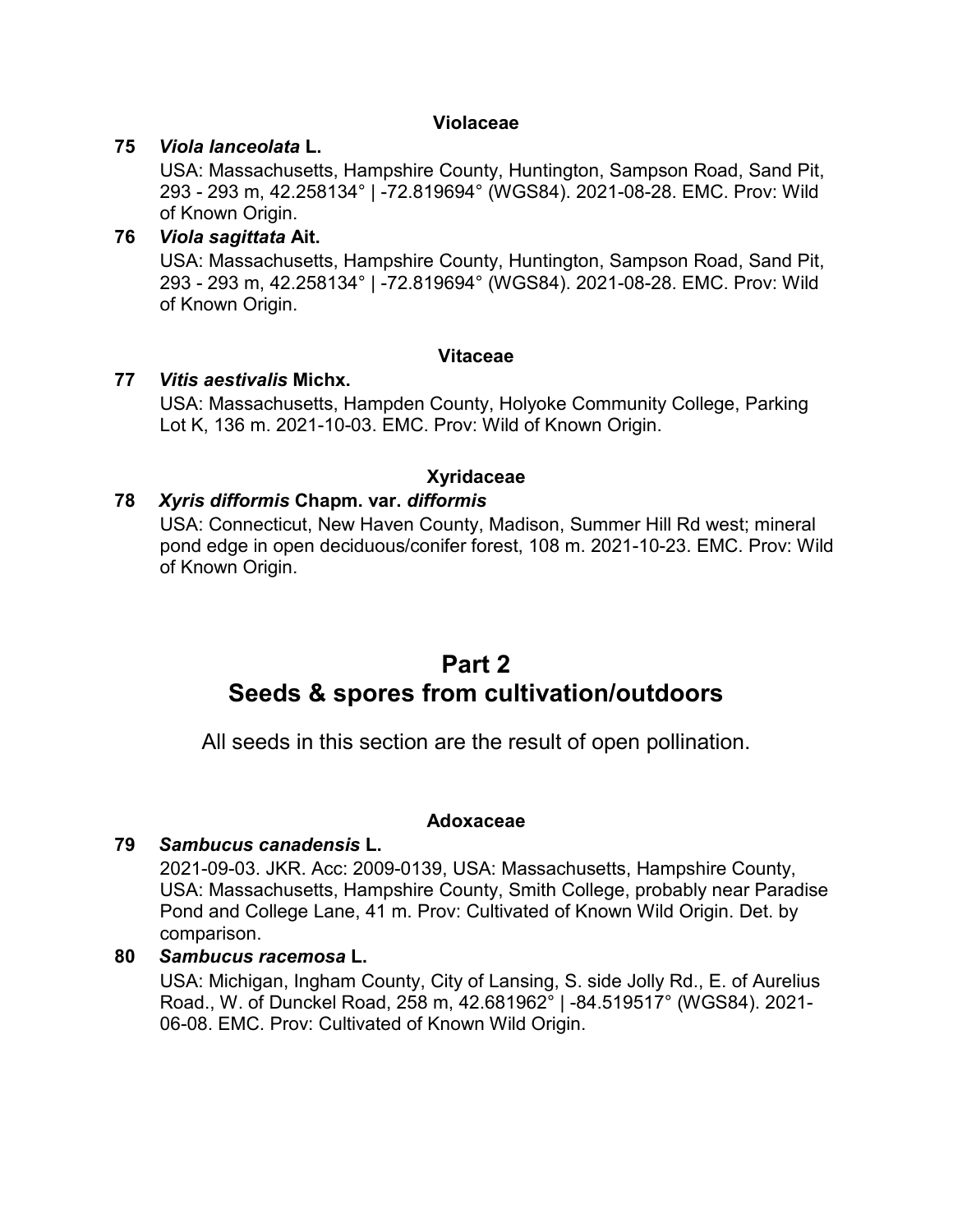### Violaceae

**75** ***Viola lanceolata* L.**

USA: Massachusetts, Hampshire County, Huntington, Sampson Road, Sand Pit, 293 - 293 m, 42.258134° | -72.819694° (WGS84). 2021-08-28. EMC. Prov: Wild of Known Origin.

**76** ***Viola sagittata* Ait.**

USA: Massachusetts, Hampshire County, Huntington, Sampson Road, Sand Pit, 293 - 293 m, 42.258134° | -72.819694° (WGS84). 2021-08-28. EMC. Prov: Wild of Known Origin.

### Vitaceae

**77** ***Vitis aestivalis* Michx.**

USA: Massachusetts, Hampden County, Holyoke Community College, Parking Lot K, 136 m. 2021-10-03. EMC. Prov: Wild of Known Origin.

### Xyridaceae

**78** ***Xyris difformis* Chapm. var. *difformis***

USA: Connecticut, New Haven County, Madison, Summer Hill Rd west; mineral pond edge in open deciduous/conifer forest, 108 m. 2021-10-23. EMC. Prov: Wild of Known Origin.

# Part 2
# Seeds & spores from cultivation/outdoors

All seeds in this section are the result of open pollination.

### Adoxaceae

**79** ***Sambucus canadensis* L.**

2021-09-03. JKR. Acc: 2009-0139, USA: Massachusetts, Hampshire County, USA: Massachusetts, Hampshire County, Smith College, probably near Paradise Pond and College Lane, 41 m. Prov: Cultivated of Known Wild Origin. Det. by comparison.

**80** ***Sambucus racemosa* L.**

USA: Michigan, Ingham County, City of Lansing, S. side Jolly Rd., E. of Aurelius Road., W. of Dunckel Road, 258 m, 42.681962° | -84.519517° (WGS84). 2021-06-08. EMC. Prov: Cultivated of Known Wild Origin.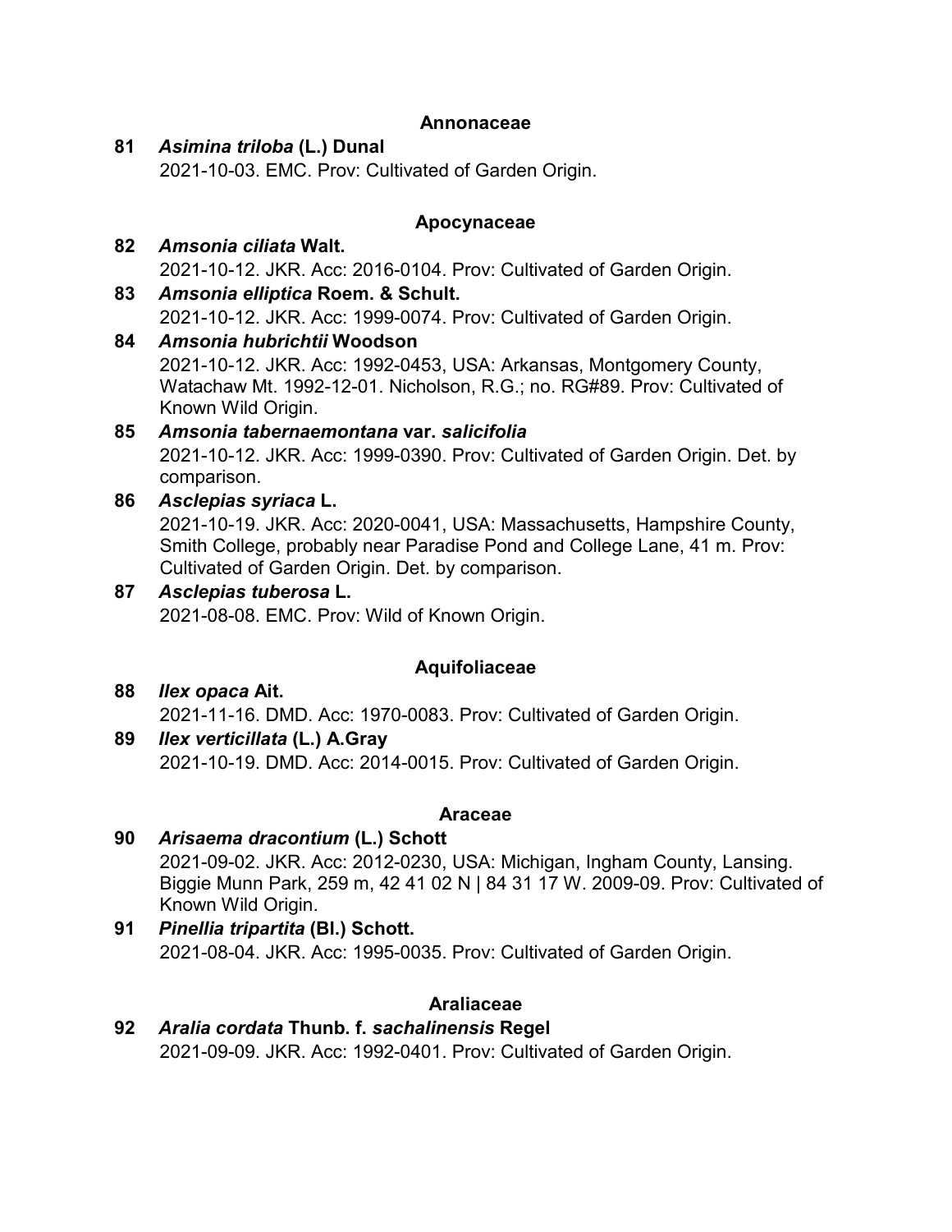### Annonaceae

**81** ***Asimina triloba*** **(L.) Dunal**
2021-10-03. EMC. Prov: Cultivated of Garden Origin.

### Apocynaceae

**82** ***Amsonia ciliata*** **Walt.**
2021-10-12. JKR. Acc: 2016-0104. Prov: Cultivated of Garden Origin.

**83** ***Amsonia elliptica*** **Roem. & Schult.**
2021-10-12. JKR. Acc: 1999-0074. Prov: Cultivated of Garden Origin.

**84** ***Amsonia hubrichtii*** **Woodson**
2021-10-12. JKR. Acc: 1992-0453, USA: Arkansas, Montgomery County, Watachaw Mt. 1992-12-01. Nicholson, R.G.; no. RG#89. Prov: Cultivated of Known Wild Origin.

**85** ***Amsonia tabernaemontana*** **var.** ***salicifolia***
2021-10-12. JKR. Acc: 1999-0390. Prov: Cultivated of Garden Origin. Det. by comparison.

**86** ***Asclepias syriaca*** **L.**
2021-10-19. JKR. Acc: 2020-0041, USA: Massachusetts, Hampshire County, Smith College, probably near Paradise Pond and College Lane, 41 m. Prov: Cultivated of Garden Origin. Det. by comparison.

**87** ***Asclepias tuberosa*** **L.**
2021-08-08. EMC. Prov: Wild of Known Origin.

### Aquifoliaceae

**88** ***Ilex opaca*** **Ait.**
2021-11-16. DMD. Acc: 1970-0083. Prov: Cultivated of Garden Origin.

**89** ***Ilex verticillata*** **(L.) A.Gray**
2021-10-19. DMD. Acc: 2014-0015. Prov: Cultivated of Garden Origin.

### Araceae

**90** ***Arisaema dracontium*** **(L.) Schott**
2021-09-02. JKR. Acc: 2012-0230, USA: Michigan, Ingham County, Lansing. Biggie Munn Park, 259 m, 42 41 02 N | 84 31 17 W. 2009-09. Prov: Cultivated of Known Wild Origin.

**91** ***Pinellia tripartita*** **(Bl.) Schott.**
2021-08-04. JKR. Acc: 1995-0035. Prov: Cultivated of Garden Origin.

### Araliaceae

**92** ***Aralia cordata*** **Thunb. f.** ***sachalinensis*** **Regel**
2021-09-09. JKR. Acc: 1992-0401. Prov: Cultivated of Garden Origin.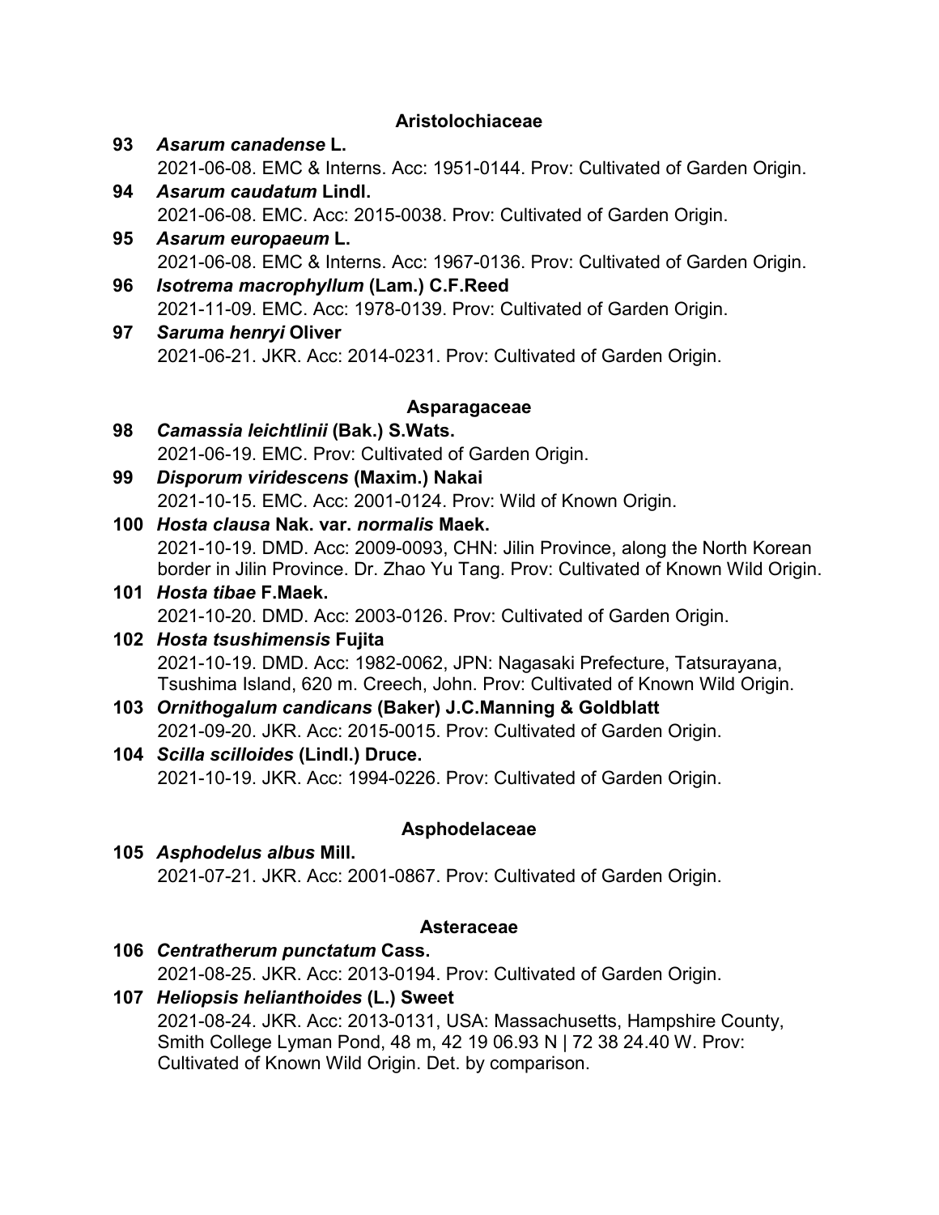### Aristolochiaceae

**93** ***Asarum canadense* L.**
2021-06-08. EMC & Interns. Acc: 1951-0144. Prov: Cultivated of Garden Origin.

**94** ***Asarum caudatum* Lindl.**
2021-06-08. EMC. Acc: 2015-0038. Prov: Cultivated of Garden Origin.

**95** ***Asarum europaeum* L.**
2021-06-08. EMC & Interns. Acc: 1967-0136. Prov: Cultivated of Garden Origin.

**96** ***Isotrema macrophyllum* (Lam.) C.F.Reed**
2021-11-09. EMC. Acc: 1978-0139. Prov: Cultivated of Garden Origin.

**97** ***Saruma henryi* Oliver**
2021-06-21. JKR. Acc: 2014-0231. Prov: Cultivated of Garden Origin.

### Asparagaceae

**98** ***Camassia leichtlinii* (Bak.) S.Wats.**
2021-06-19. EMC. Prov: Cultivated of Garden Origin.

**99** ***Disporum viridescens* (Maxim.) Nakai**
2021-10-15. EMC. Acc: 2001-0124. Prov: Wild of Known Origin.

**100** ***Hosta clausa* Nak. var. *normalis* Maek.**
2021-10-19. DMD. Acc: 2009-0093, CHN: Jilin Province, along the North Korean border in Jilin Province. Dr. Zhao Yu Tang. Prov: Cultivated of Known Wild Origin.

**101** ***Hosta tibae* F.Maek.**
2021-10-20. DMD. Acc: 2003-0126. Prov: Cultivated of Garden Origin.

**102** ***Hosta tsushimensis* Fujita**
2021-10-19. DMD. Acc: 1982-0062, JPN: Nagasaki Prefecture, Tatsurayana, Tsushima Island, 620 m. Creech, John. Prov: Cultivated of Known Wild Origin.

**103** ***Ornithogalum candicans* (Baker) J.C.Manning & Goldblatt**
2021-09-20. JKR. Acc: 2015-0015. Prov: Cultivated of Garden Origin.

**104** ***Scilla scilloides* (Lindl.) Druce.**
2021-10-19. JKR. Acc: 1994-0226. Prov: Cultivated of Garden Origin.

### Asphodelaceae

**105** ***Asphodelus albus* Mill.**
2021-07-21. JKR. Acc: 2001-0867. Prov: Cultivated of Garden Origin.

### Asteraceae

**106** ***Centratherum punctatum* Cass.**
2021-08-25. JKR. Acc: 2013-0194. Prov: Cultivated of Garden Origin.

**107** ***Heliopsis helianthoides* (L.) Sweet**
2021-08-24. JKR. Acc: 2013-0131, USA: Massachusetts, Hampshire County, Smith College Lyman Pond, 48 m, 42 19 06.93 N | 72 38 24.40 W. Prov: Cultivated of Known Wild Origin. Det. by comparison.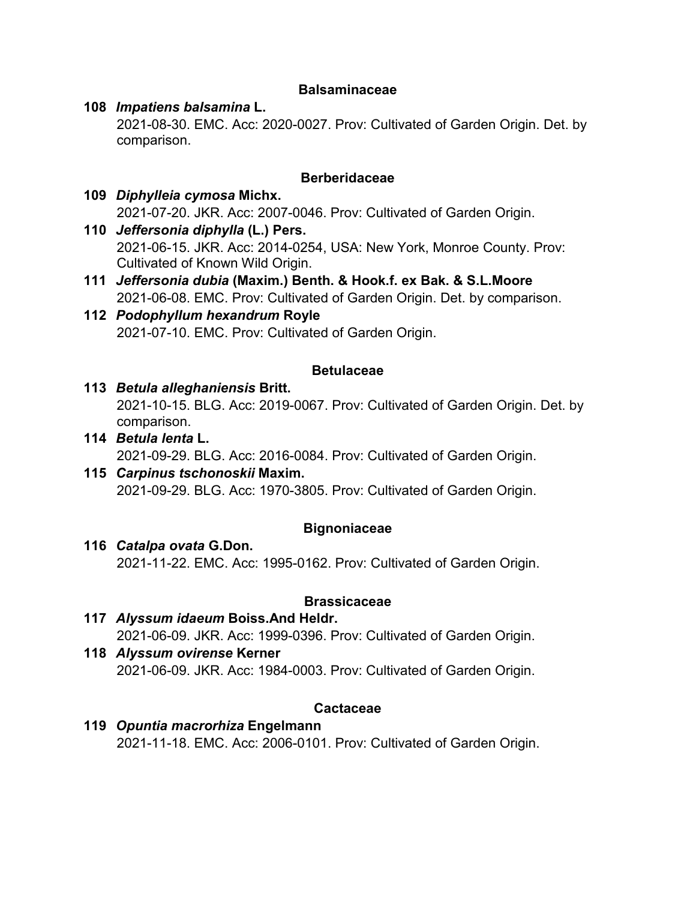### Balsaminaceae

**108** ***Impatiens balsamina* L.**
2021-08-30. EMC. Acc: 2020-0027. Prov: Cultivated of Garden Origin. Det. by comparison.

### Berberidaceae

**109** ***Diphylleia cymosa* Michx.**
2021-07-20. JKR. Acc: 2007-0046. Prov: Cultivated of Garden Origin.

**110** ***Jeffersonia diphylla* (L.) Pers.**
2021-06-15. JKR. Acc: 2014-0254, USA: New York, Monroe County. Prov: Cultivated of Known Wild Origin.

**111** ***Jeffersonia dubia* (Maxim.) Benth. & Hook.f. ex Bak. & S.L.Moore**
2021-06-08. EMC. Prov: Cultivated of Garden Origin. Det. by comparison.

**112** ***Podophyllum hexandrum* Royle**
2021-07-10. EMC. Prov: Cultivated of Garden Origin.

### Betulaceae

**113** ***Betula alleghaniensis* Britt.**
2021-10-15. BLG. Acc: 2019-0067. Prov: Cultivated of Garden Origin. Det. by comparison.

**114** ***Betula lenta* L.**
2021-09-29. BLG. Acc: 2016-0084. Prov: Cultivated of Garden Origin.

**115** ***Carpinus tschonoskii* Maxim.**
2021-09-29. BLG. Acc: 1970-3805. Prov: Cultivated of Garden Origin.

### Bignoniaceae

**116** ***Catalpa ovata* G.Don.**
2021-11-22. EMC. Acc: 1995-0162. Prov: Cultivated of Garden Origin.

### Brassicaceae

**117** ***Alyssum idaeum* Boiss.And Heldr.**
2021-06-09. JKR. Acc: 1999-0396. Prov: Cultivated of Garden Origin.

**118** ***Alyssum ovirense* Kerner**
2021-06-09. JKR. Acc: 1984-0003. Prov: Cultivated of Garden Origin.

### Cactaceae

**119** ***Opuntia macrorhiza* Engelmann**
2021-11-18. EMC. Acc: 2006-0101. Prov: Cultivated of Garden Origin.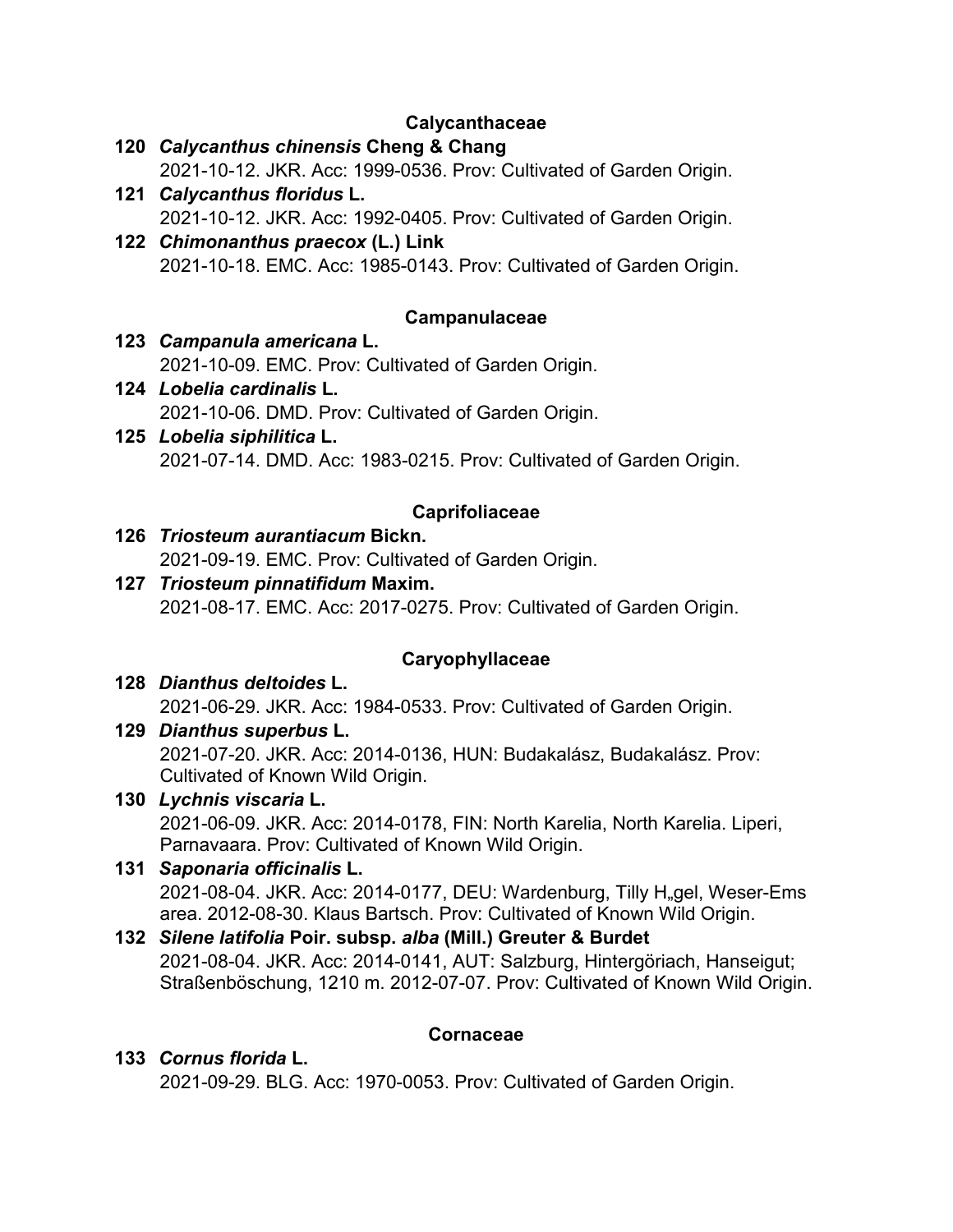### Calycanthaceae

**120** ***Calycanthus chinensis*** **Cheng & Chang**
2021-10-12. JKR. Acc: 1999-0536. Prov: Cultivated of Garden Origin.

**121** ***Calycanthus floridus*** **L.**
2021-10-12. JKR. Acc: 1992-0405. Prov: Cultivated of Garden Origin.

**122** ***Chimonanthus praecox*** **(L.) Link**
2021-10-18. EMC. Acc: 1985-0143. Prov: Cultivated of Garden Origin.

### Campanulaceae

**123** ***Campanula americana*** **L.**
2021-10-09. EMC. Prov: Cultivated of Garden Origin.

**124** ***Lobelia cardinalis*** **L.**
2021-10-06. DMD. Prov: Cultivated of Garden Origin.

**125** ***Lobelia siphilitica*** **L.**
2021-07-14. DMD. Acc: 1983-0215. Prov: Cultivated of Garden Origin.

### Caprifoliaceae

**126** ***Triosteum aurantiacum*** **Bickn.**
2021-09-19. EMC. Prov: Cultivated of Garden Origin.

**127** ***Triosteum pinnatifidum*** **Maxim.**
2021-08-17. EMC. Acc: 2017-0275. Prov: Cultivated of Garden Origin.

### Caryophyllaceae

**128** ***Dianthus deltoides*** **L.**
2021-06-29. JKR. Acc: 1984-0533. Prov: Cultivated of Garden Origin.

**129** ***Dianthus superbus*** **L.**
2021-07-20. JKR. Acc: 2014-0136, HUN: Budakalász, Budakalász. Prov: Cultivated of Known Wild Origin.

**130** ***Lychnis viscaria*** **L.**
2021-06-09. JKR. Acc: 2014-0178, FIN: North Karelia, North Karelia. Liperi, Parnavaara. Prov: Cultivated of Known Wild Origin.

**131** ***Saponaria officinalis*** **L.**
2021-08-04. JKR. Acc: 2014-0177, DEU: Wardenburg, Tilly H„gel, Weser-Ems area. 2012-08-30. Klaus Bartsch. Prov: Cultivated of Known Wild Origin.

**132** ***Silene latifolia*** **Poir. subsp.** ***alba*** **(Mill.) Greuter & Burdet**
2021-08-04. JKR. Acc: 2014-0141, AUT: Salzburg, Hintergöriach, Hanseigut; Straßenböschung, 1210 m. 2012-07-07. Prov: Cultivated of Known Wild Origin.

### Cornaceae

**133** ***Cornus florida*** **L.**
2021-09-29. BLG. Acc: 1970-0053. Prov: Cultivated of Garden Origin.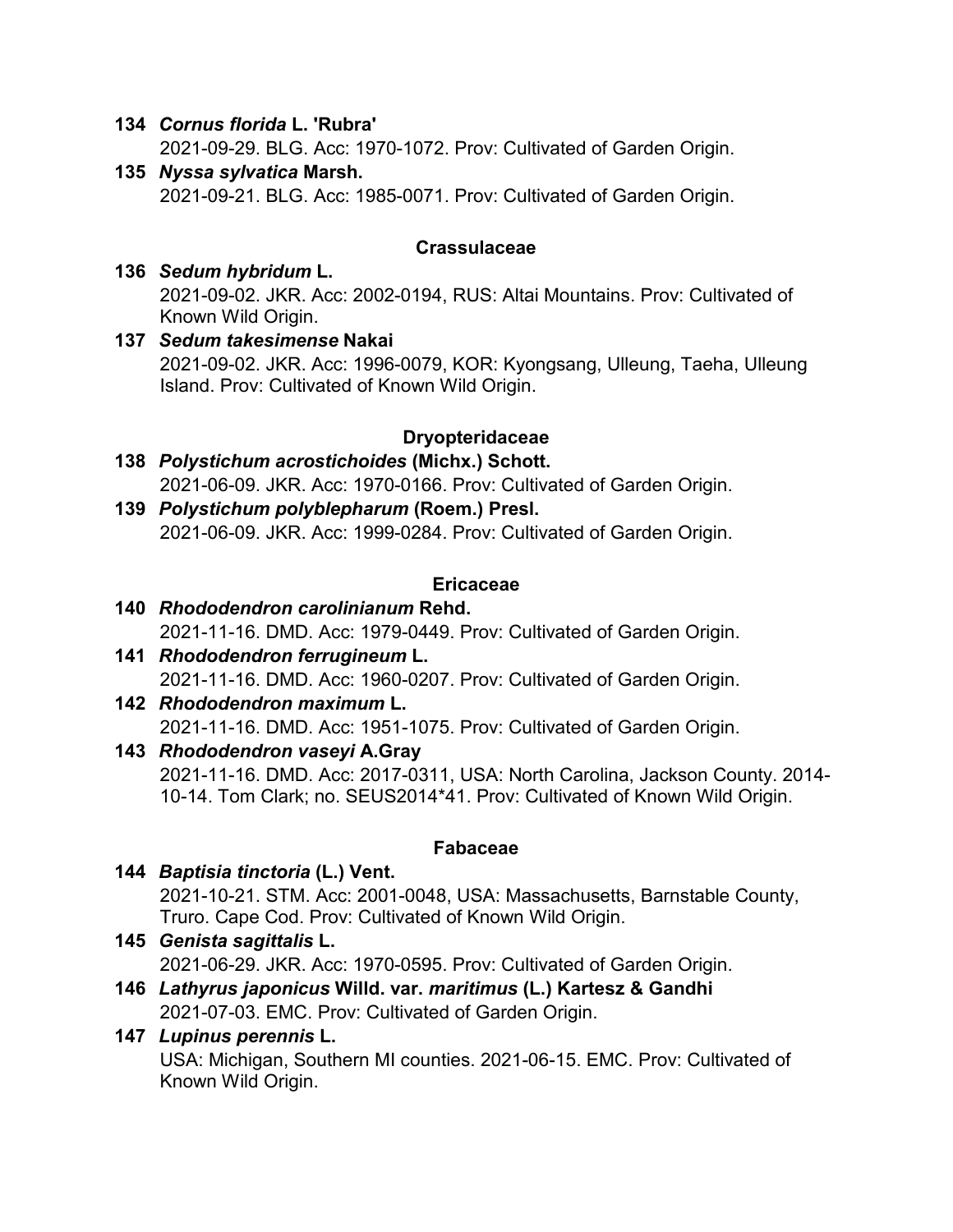**134** ***Cornus florida* L. 'Rubra'**
2021-09-29. BLG. Acc: 1970-1072. Prov: Cultivated of Garden Origin.

**135** ***Nyssa sylvatica* Marsh.**
2021-09-21. BLG. Acc: 1985-0071. Prov: Cultivated of Garden Origin.

### Crassulaceae

**136** ***Sedum hybridum* L.**
2021-09-02. JKR. Acc: 2002-0194, RUS: Altai Mountains. Prov: Cultivated of Known Wild Origin.

**137** ***Sedum takesimense* Nakai**
2021-09-02. JKR. Acc: 1996-0079, KOR: Kyongsang, Ulleung, Taeha, Ulleung Island. Prov: Cultivated of Known Wild Origin.

### Dryopteridaceae

**138** ***Polystichum acrostichoides* (Michx.) Schott.**
2021-06-09. JKR. Acc: 1970-0166. Prov: Cultivated of Garden Origin.

**139** ***Polystichum polyblepharum* (Roem.) Presl.**
2021-06-09. JKR. Acc: 1999-0284. Prov: Cultivated of Garden Origin.

### Ericaceae

**140** ***Rhododendron carolinianum* Rehd.**
2021-11-16. DMD. Acc: 1979-0449. Prov: Cultivated of Garden Origin.

**141** ***Rhododendron ferrugineum* L.**
2021-11-16. DMD. Acc: 1960-0207. Prov: Cultivated of Garden Origin.

**142** ***Rhododendron maximum* L.**
2021-11-16. DMD. Acc: 1951-1075. Prov: Cultivated of Garden Origin.

**143** ***Rhododendron vaseyi* A.Gray**
2021-11-16. DMD. Acc: 2017-0311, USA: North Carolina, Jackson County. 2014-10-14. Tom Clark; no. SEUS2014*41. Prov: Cultivated of Known Wild Origin.

### Fabaceae

**144** ***Baptisia tinctoria* (L.) Vent.**
2021-10-21. STM. Acc: 2001-0048, USA: Massachusetts, Barnstable County, Truro. Cape Cod. Prov: Cultivated of Known Wild Origin.

**145** ***Genista sagittalis* L.**
2021-06-29. JKR. Acc: 1970-0595. Prov: Cultivated of Garden Origin.

**146** ***Lathyrus japonicus* Willd. var. *maritimus* (L.) Kartesz & Gandhi**
2021-07-03. EMC. Prov: Cultivated of Garden Origin.

**147** ***Lupinus perennis* L.**
USA: Michigan, Southern MI counties. 2021-06-15. EMC. Prov: Cultivated of Known Wild Origin.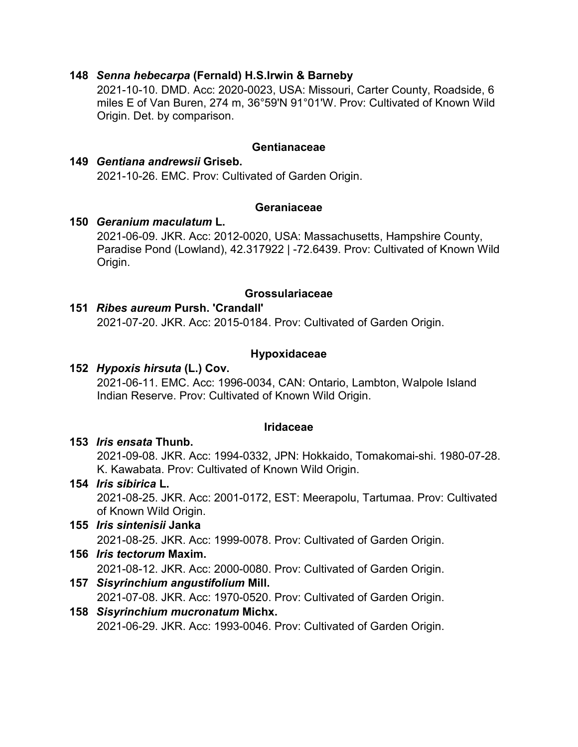**148** ***Senna hebecarpa*** **(Fernald) H.S.Irwin & Barneby**
2021-10-10. DMD. Acc: 2020-0023, USA: Missouri, Carter County, Roadside, 6 miles E of Van Buren, 274 m, 36°59'N 91°01'W. Prov: Cultivated of Known Wild Origin. Det. by comparison.

### Gentianaceae

**149** ***Gentiana andrewsii*** **Griseb.**
2021-10-26. EMC. Prov: Cultivated of Garden Origin.

### Geraniaceae

**150** ***Geranium maculatum*** **L.**
2021-06-09. JKR. Acc: 2012-0020, USA: Massachusetts, Hampshire County, Paradise Pond (Lowland), 42.317922 | -72.6439. Prov: Cultivated of Known Wild Origin.

### Grossulariaceae

**151** ***Ribes aureum*** **Pursh. 'Crandall'**
2021-07-20. JKR. Acc: 2015-0184. Prov: Cultivated of Garden Origin.

### Hypoxidaceae

**152** ***Hypoxis hirsuta*** **(L.) Cov.**
2021-06-11. EMC. Acc: 1996-0034, CAN: Ontario, Lambton, Walpole Island Indian Reserve. Prov: Cultivated of Known Wild Origin.

### Iridaceae

**153** ***Iris ensata*** **Thunb.**
2021-09-08. JKR. Acc: 1994-0332, JPN: Hokkaido, Tomakomai-shi. 1980-07-28. K. Kawabata. Prov: Cultivated of Known Wild Origin.

**154** ***Iris sibirica*** **L.**
2021-08-25. JKR. Acc: 2001-0172, EST: Meerapolu, Tartumaa. Prov: Cultivated of Known Wild Origin.

**155** ***Iris sintenisii*** **Janka**
2021-08-25. JKR. Acc: 1999-0078. Prov: Cultivated of Garden Origin.

**156** ***Iris tectorum*** **Maxim.**
2021-08-12. JKR. Acc: 2000-0080. Prov: Cultivated of Garden Origin.

**157** ***Sisyrinchium angustifolium*** **Mill.**
2021-07-08. JKR. Acc: 1970-0520. Prov: Cultivated of Garden Origin.

**158** ***Sisyrinchium mucronatum*** **Michx.**
2021-06-29. JKR. Acc: 1993-0046. Prov: Cultivated of Garden Origin.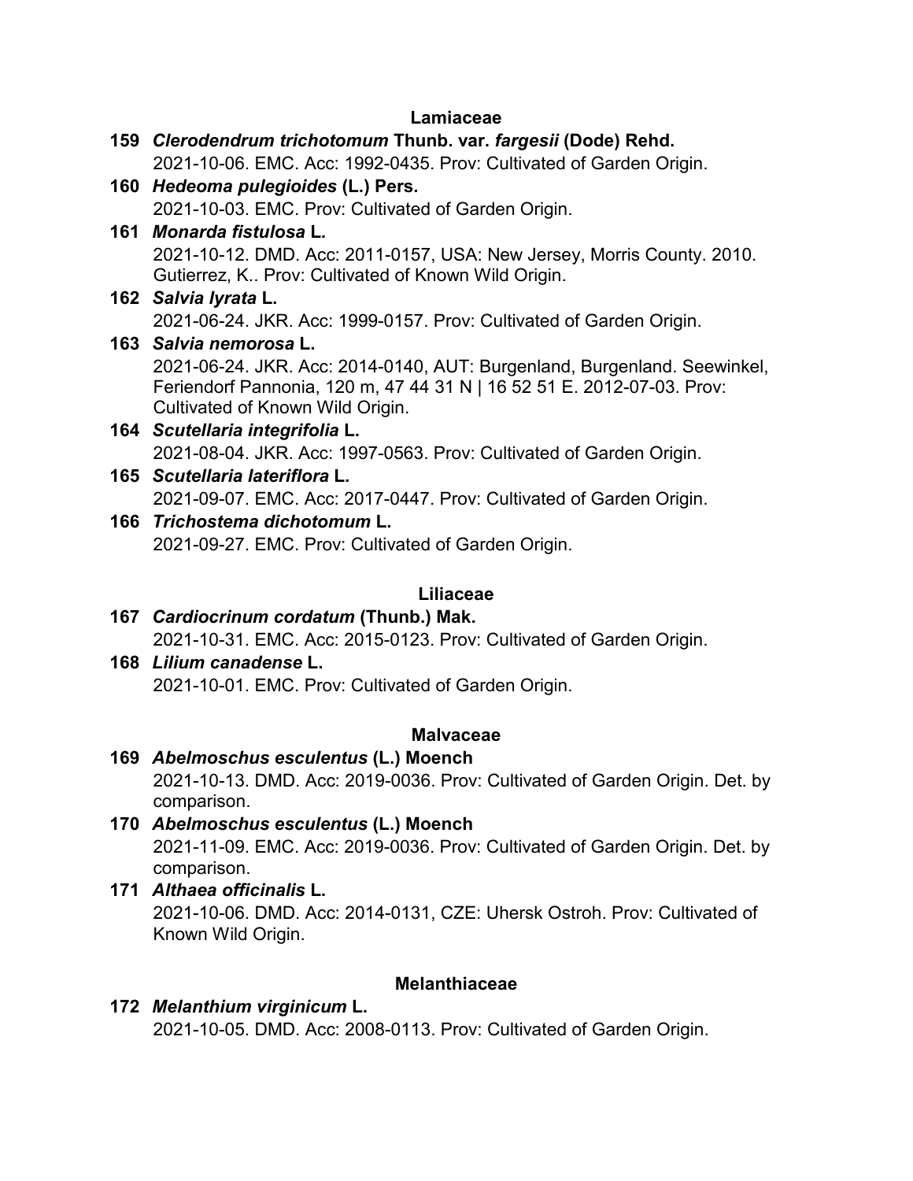### Lamiaceae

**159** ***Clerodendrum trichotomum*** **Thunb. var.** ***fargesii*** **(Dode) Rehd.**
2021-10-06. EMC. Acc: 1992-0435. Prov: Cultivated of Garden Origin.

**160** ***Hedeoma pulegioides*** **(L.) Pers.**
2021-10-03. EMC. Prov: Cultivated of Garden Origin.

**161** ***Monarda fistulosa*** **L.**
2021-10-12. DMD. Acc: 2011-0157, USA: New Jersey, Morris County. 2010. Gutierrez, K.. Prov: Cultivated of Known Wild Origin.

**162** ***Salvia lyrata*** **L.**
2021-06-24. JKR. Acc: 1999-0157. Prov: Cultivated of Garden Origin.

**163** ***Salvia nemorosa*** **L.**
2021-06-24. JKR. Acc: 2014-0140, AUT: Burgenland, Burgenland. Seewinkel, Feriendorf Pannonia, 120 m, 47 44 31 N | 16 52 51 E. 2012-07-03. Prov: Cultivated of Known Wild Origin.

**164** ***Scutellaria integrifolia*** **L.**
2021-08-04. JKR. Acc: 1997-0563. Prov: Cultivated of Garden Origin.

**165** ***Scutellaria lateriflora*** **L.**
2021-09-07. EMC. Acc: 2017-0447. Prov: Cultivated of Garden Origin.

**166** ***Trichostema dichotomum*** **L.**
2021-09-27. EMC. Prov: Cultivated of Garden Origin.

### Liliaceae

**167** ***Cardiocrinum cordatum*** **(Thunb.) Mak.**
2021-10-31. EMC. Acc: 2015-0123. Prov: Cultivated of Garden Origin.

**168** ***Lilium canadense*** **L.**
2021-10-01. EMC. Prov: Cultivated of Garden Origin.

### Malvaceae

**169** ***Abelmoschus esculentus*** **(L.) Moench**
2021-10-13. DMD. Acc: 2019-0036. Prov: Cultivated of Garden Origin. Det. by comparison.

**170** ***Abelmoschus esculentus*** **(L.) Moench**
2021-11-09. EMC. Acc: 2019-0036. Prov: Cultivated of Garden Origin. Det. by comparison.

**171** ***Althaea officinalis*** **L.**
2021-10-06. DMD. Acc: 2014-0131, CZE: Uhersk Ostroh. Prov: Cultivated of Known Wild Origin.

### Melanthiaceae

**172** ***Melanthium virginicum*** **L.**
2021-10-05. DMD. Acc: 2008-0113. Prov: Cultivated of Garden Origin.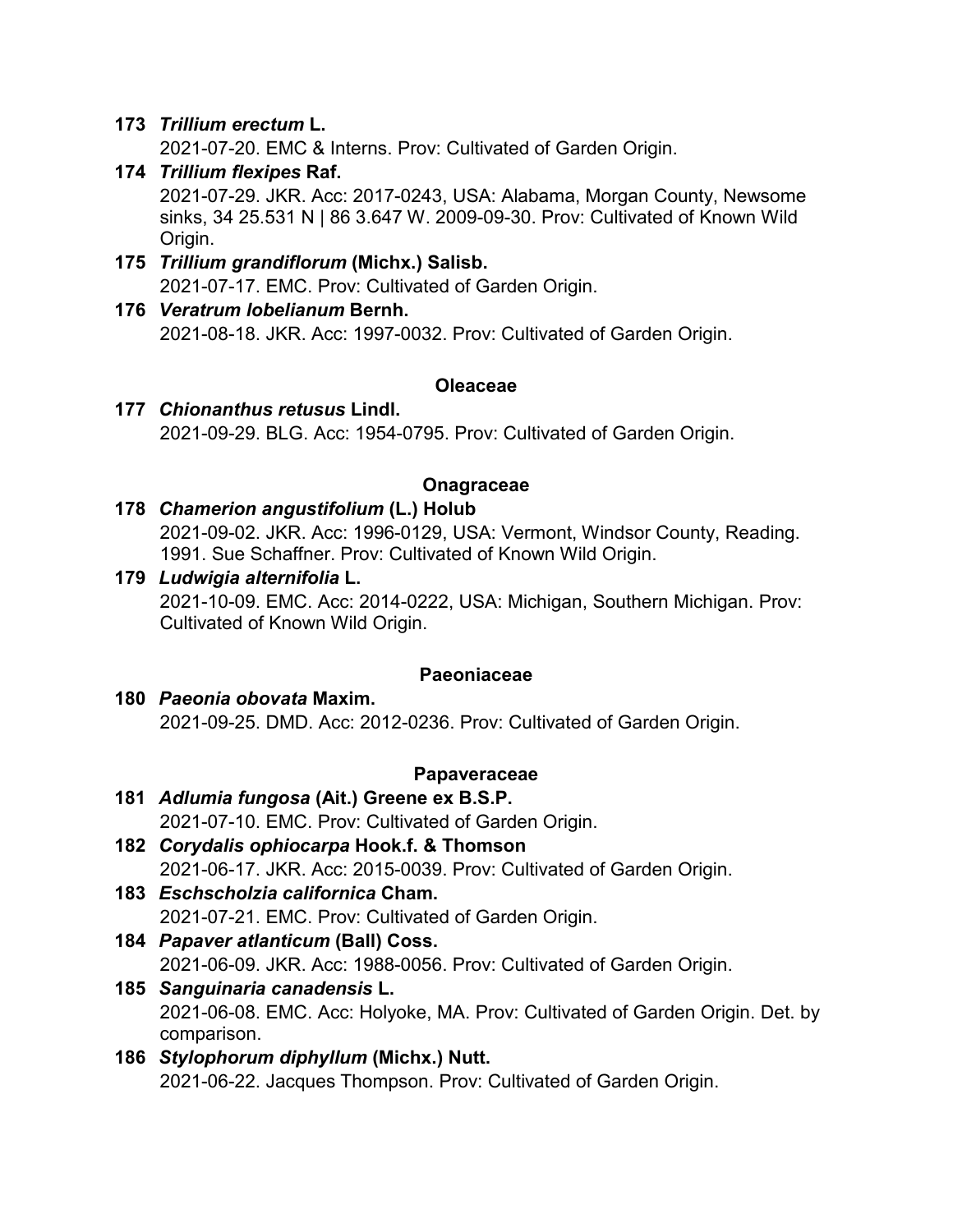**173** ***Trillium erectum*** **L.**
2021-07-20. EMC & Interns. Prov: Cultivated of Garden Origin.

**174** ***Trillium flexipes*** **Raf.**
2021-07-29. JKR. Acc: 2017-0243, USA: Alabama, Morgan County, Newsome sinks, 34 25.531 N | 86 3.647 W. 2009-09-30. Prov: Cultivated of Known Wild Origin.

**175** ***Trillium grandiflorum*** **(Michx.) Salisb.**
2021-07-17. EMC. Prov: Cultivated of Garden Origin.

**176** ***Veratrum lobelianum*** **Bernh.**
2021-08-18. JKR. Acc: 1997-0032. Prov: Cultivated of Garden Origin.

### Oleaceae

**177** ***Chionanthus retusus*** **Lindl.**
2021-09-29. BLG. Acc: 1954-0795. Prov: Cultivated of Garden Origin.

### Onagraceae

**178** ***Chamerion angustifolium*** **(L.) Holub**
2021-09-02. JKR. Acc: 1996-0129, USA: Vermont, Windsor County, Reading. 1991. Sue Schaffner. Prov: Cultivated of Known Wild Origin.

**179** ***Ludwigia alternifolia*** **L.**
2021-10-09. EMC. Acc: 2014-0222, USA: Michigan, Southern Michigan. Prov: Cultivated of Known Wild Origin.

### Paeoniaceae

**180** ***Paeonia obovata*** **Maxim.**
2021-09-25. DMD. Acc: 2012-0236. Prov: Cultivated of Garden Origin.

### Papaveraceae

**181** ***Adlumia fungosa*** **(Ait.) Greene ex B.S.P.**
2021-07-10. EMC. Prov: Cultivated of Garden Origin.

**182** ***Corydalis ophiocarpa*** **Hook.f. & Thomson**
2021-06-17. JKR. Acc: 2015-0039. Prov: Cultivated of Garden Origin.

**183** ***Eschscholzia californica*** **Cham.**
2021-07-21. EMC. Prov: Cultivated of Garden Origin.

**184** ***Papaver atlanticum*** **(Ball) Coss.**
2021-06-09. JKR. Acc: 1988-0056. Prov: Cultivated of Garden Origin.

**185** ***Sanguinaria canadensis*** **L.**
2021-06-08. EMC. Acc: Holyoke, MA. Prov: Cultivated of Garden Origin. Det. by comparison.

**186** ***Stylophorum diphyllum*** **(Michx.) Nutt.**
2021-06-22. Jacques Thompson. Prov: Cultivated of Garden Origin.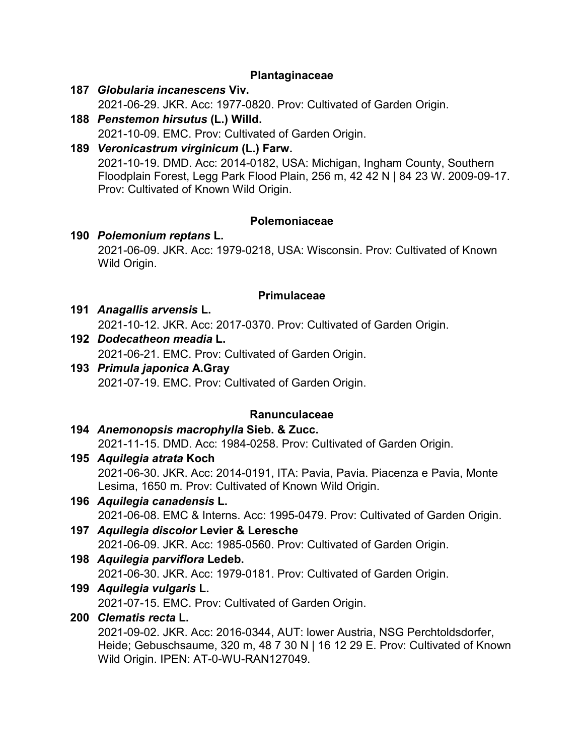### Plantaginaceae

**187** ***Globularia incanescens*** **Viv.**
2021-06-29. JKR. Acc: 1977-0820. Prov: Cultivated of Garden Origin.

**188** ***Penstemon hirsutus*** **(L.) Willd.**
2021-10-09. EMC. Prov: Cultivated of Garden Origin.

**189** ***Veronicastrum virginicum*** **(L.) Farw.**
2021-10-19. DMD. Acc: 2014-0182, USA: Michigan, Ingham County, Southern Floodplain Forest, Legg Park Flood Plain, 256 m, 42 42 N | 84 23 W. 2009-09-17. Prov: Cultivated of Known Wild Origin.

### Polemoniaceae

**190** ***Polemonium reptans*** **L.**
2021-06-09. JKR. Acc: 1979-0218, USA: Wisconsin. Prov: Cultivated of Known Wild Origin.

### Primulaceae

**191** ***Anagallis arvensis*** **L.**
2021-10-12. JKR. Acc: 2017-0370. Prov: Cultivated of Garden Origin.

**192** ***Dodecatheon meadia*** **L.**
2021-06-21. EMC. Prov: Cultivated of Garden Origin.

**193** ***Primula japonica*** **A.Gray**
2021-07-19. EMC. Prov: Cultivated of Garden Origin.

### Ranunculaceae

**194** ***Anemonopsis macrophylla*** **Sieb. & Zucc.**
2021-11-15. DMD. Acc: 1984-0258. Prov: Cultivated of Garden Origin.

**195** ***Aquilegia atrata*** **Koch**
2021-06-30. JKR. Acc: 2014-0191, ITA: Pavia, Pavia. Piacenza e Pavia, Monte Lesima, 1650 m. Prov: Cultivated of Known Wild Origin.

**196** ***Aquilegia canadensis*** **L.**
2021-06-08. EMC & Interns. Acc: 1995-0479. Prov: Cultivated of Garden Origin.

**197** ***Aquilegia discolor*** **Levier & Leresche**
2021-06-09. JKR. Acc: 1985-0560. Prov: Cultivated of Garden Origin.

**198** ***Aquilegia parviflora*** **Ledeb.**
2021-06-30. JKR. Acc: 1979-0181. Prov: Cultivated of Garden Origin.

**199** ***Aquilegia vulgaris*** **L.**
2021-07-15. EMC. Prov: Cultivated of Garden Origin.

**200** ***Clematis recta*** **L.**
2021-09-02. JKR. Acc: 2016-0344, AUT: lower Austria, NSG Perchtoldsdorfer, Heide; Gebuschsaume, 320 m, 48 7 30 N | 16 12 29 E. Prov: Cultivated of Known Wild Origin. IPEN: AT-0-WU-RAN127049.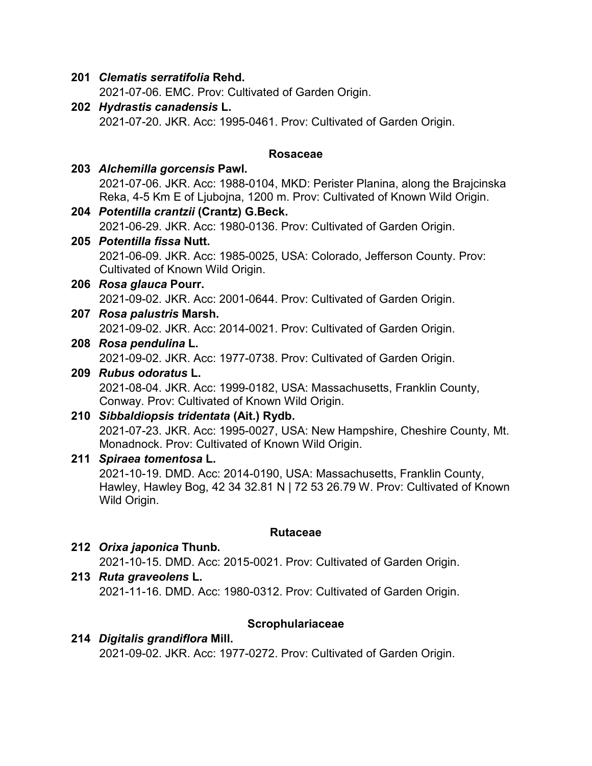**201** ***Clematis serratifolia*** **Rehd.**
2021-07-06. EMC. Prov: Cultivated of Garden Origin.

**202** ***Hydrastis canadensis*** **L.**
2021-07-20. JKR. Acc: 1995-0461. Prov: Cultivated of Garden Origin.

### Rosaceae

**203** ***Alchemilla gorcensis*** **Pawl.**
2021-07-06. JKR. Acc: 1988-0104, MKD: Perister Planina, along the Brajcinska Reka, 4-5 Km E of Ljubojna, 1200 m. Prov: Cultivated of Known Wild Origin.

**204** ***Potentilla crantzii*** **(Crantz) G.Beck.**
2021-06-29. JKR. Acc: 1980-0136. Prov: Cultivated of Garden Origin.

**205** ***Potentilla fissa*** **Nutt.**
2021-06-09. JKR. Acc: 1985-0025, USA: Colorado, Jefferson County. Prov: Cultivated of Known Wild Origin.

**206** ***Rosa glauca*** **Pourr.**
2021-09-02. JKR. Acc: 2001-0644. Prov: Cultivated of Garden Origin.

**207** ***Rosa palustris*** **Marsh.**
2021-09-02. JKR. Acc: 2014-0021. Prov: Cultivated of Garden Origin.

**208** ***Rosa pendulina*** **L.**
2021-09-02. JKR. Acc: 1977-0738. Prov: Cultivated of Garden Origin.

**209** ***Rubus odoratus*** **L.**
2021-08-04. JKR. Acc: 1999-0182, USA: Massachusetts, Franklin County, Conway. Prov: Cultivated of Known Wild Origin.

**210** ***Sibbaldiopsis tridentata*** **(Ait.) Rydb.**
2021-07-23. JKR. Acc: 1995-0027, USA: New Hampshire, Cheshire County, Mt. Monadnock. Prov: Cultivated of Known Wild Origin.

**211** ***Spiraea tomentosa*** **L.**
2021-10-19. DMD. Acc: 2014-0190, USA: Massachusetts, Franklin County, Hawley, Hawley Bog, 42 34 32.81 N | 72 53 26.79 W. Prov: Cultivated of Known Wild Origin.

### Rutaceae

**212** ***Orixa japonica*** **Thunb.**
2021-10-15. DMD. Acc: 2015-0021. Prov: Cultivated of Garden Origin.

**213** ***Ruta graveolens*** **L.**
2021-11-16. DMD. Acc: 1980-0312. Prov: Cultivated of Garden Origin.

### Scrophulariaceae

**214** ***Digitalis grandiflora*** **Mill.**
2021-09-02. JKR. Acc: 1977-0272. Prov: Cultivated of Garden Origin.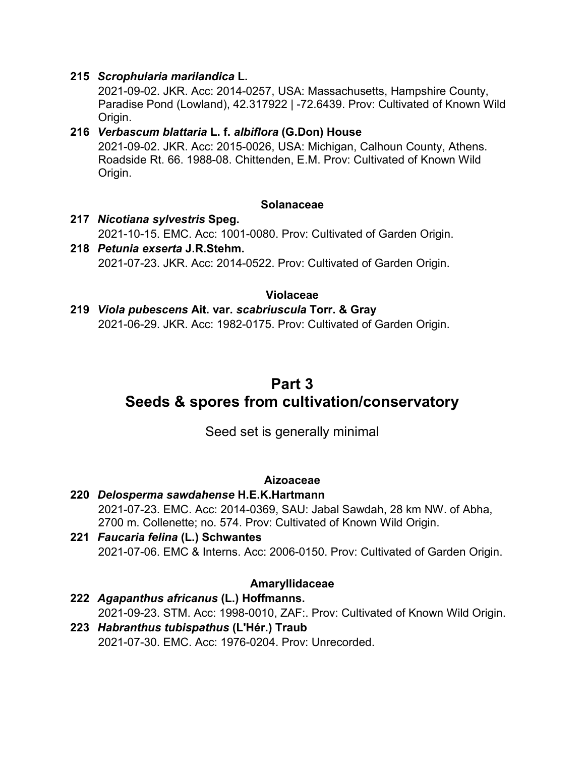**215** ***Scrophularia marilandica*** **L.**
2021-09-02. JKR. Acc: 2014-0257, USA: Massachusetts, Hampshire County, Paradise Pond (Lowland), 42.317922 | -72.6439. Prov: Cultivated of Known Wild Origin.

**216** ***Verbascum blattaria*** **L. f.** ***albiflora*** **(G.Don) House**
2021-09-02. JKR. Acc: 2015-0026, USA: Michigan, Calhoun County, Athens. Roadside Rt. 66. 1988-08. Chittenden, E.M. Prov: Cultivated of Known Wild Origin.

#### Solanaceae

**217** ***Nicotiana sylvestris*** **Speg.**
2021-10-15. EMC. Acc: 1001-0080. Prov: Cultivated of Garden Origin.

**218** ***Petunia exserta*** **J.R.Stehm.**
2021-07-23. JKR. Acc: 2014-0522. Prov: Cultivated of Garden Origin.

#### Violaceae

**219** ***Viola pubescens*** **Ait. var.** ***scabriuscula*** **Torr. & Gray**
2021-06-29. JKR. Acc: 1982-0175. Prov: Cultivated of Garden Origin.

## Part 3
## Seeds & spores from cultivation/conservatory

Seed set is generally minimal

#### Aizoaceae

**220** ***Delosperma sawdahense*** **H.E.K.Hartmann**
2021-07-23. EMC. Acc: 2014-0369, SAU: Jabal Sawdah, 28 km NW. of Abha, 2700 m. Collenette; no. 574. Prov: Cultivated of Known Wild Origin.

**221** ***Faucaria felina*** **(L.) Schwantes**
2021-07-06. EMC & Interns. Acc: 2006-0150. Prov: Cultivated of Garden Origin.

#### Amaryllidaceae

**222** ***Agapanthus africanus*** **(L.) Hoffmanns.**
2021-09-23. STM. Acc: 1998-0010, ZAF:. Prov: Cultivated of Known Wild Origin.

**223** ***Habranthus tubispathus*** **(L'Hér.) Traub**
2021-07-30. EMC. Acc: 1976-0204. Prov: Unrecorded.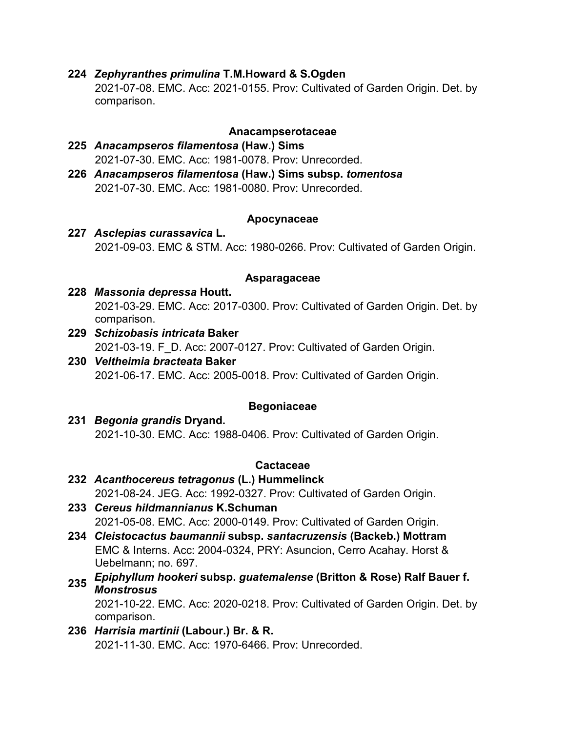**224** ***Zephyranthes primulina*** **T.M.Howard & S.Ogden**
2021-07-08. EMC. Acc: 2021-0155. Prov: Cultivated of Garden Origin. Det. by comparison.

### Anacampserotaceae

**225** ***Anacampseros filamentosa*** **(Haw.) Sims**
2021-07-30. EMC. Acc: 1981-0078. Prov: Unrecorded.

**226** ***Anacampseros filamentosa*** **(Haw.) Sims subsp.** ***tomentosa***
2021-07-30. EMC. Acc: 1981-0080. Prov: Unrecorded.

### Apocynaceae

**227** ***Asclepias curassavica*** **L.**
2021-09-03. EMC & STM. Acc: 1980-0266. Prov: Cultivated of Garden Origin.

### Asparagaceae

**228** ***Massonia depressa*** **Houtt.**
2021-03-29. EMC. Acc: 2017-0300. Prov: Cultivated of Garden Origin. Det. by comparison.

**229** ***Schizobasis intricata*** **Baker**
2021-03-19. F_D. Acc: 2007-0127. Prov: Cultivated of Garden Origin.

**230** ***Veltheimia bracteata*** **Baker**
2021-06-17. EMC. Acc: 2005-0018. Prov: Cultivated of Garden Origin.

### Begoniaceae

**231** ***Begonia grandis*** **Dryand.**
2021-10-30. EMC. Acc: 1988-0406. Prov: Cultivated of Garden Origin.

### Cactaceae

**232** ***Acanthocereus tetragonus*** **(L.) Hummelinck**
2021-08-24. JEG. Acc: 1992-0327. Prov: Cultivated of Garden Origin.

**233** ***Cereus hildmannianus*** **K.Schuman**
2021-05-08. EMC. Acc: 2000-0149. Prov: Cultivated of Garden Origin.

**234** ***Cleistocactus baumannii*** **subsp.** ***santacruzensis*** **(Backeb.) Mottram**
EMC & Interns. Acc: 2004-0324, PRY: Asuncion, Cerro Acahay. Horst & Uebelmann; no. 697.

**235** ***Epiphyllum hookeri*** **subsp.** ***guatemalense*** **(Britton & Rose) Ralf Bauer f.** ***Monstrosus***
2021-10-22. EMC. Acc: 2020-0218. Prov: Cultivated of Garden Origin. Det. by comparison.

**236** ***Harrisia martinii*** **(Labour.) Br. & R.**
2021-11-30. EMC. Acc: 1970-6466. Prov: Unrecorded.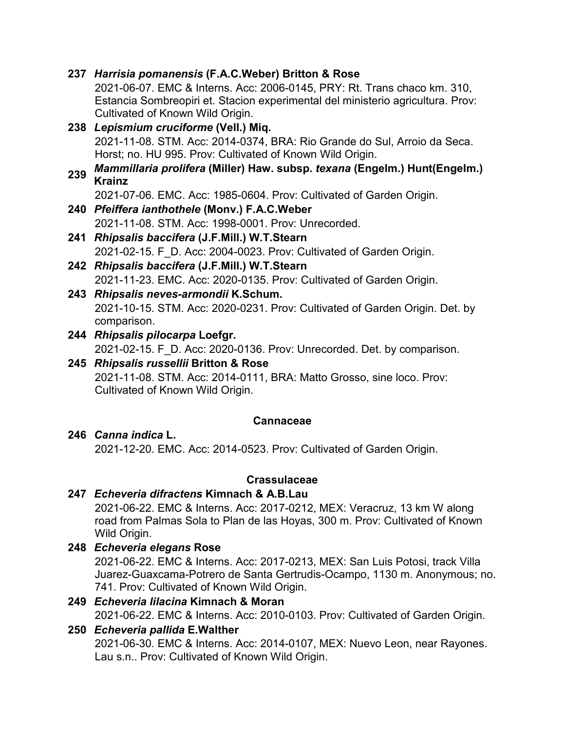**237** ***Harrisia pomanensis*** **(F.A.C.Weber) Britton & Rose**
2021-06-07. EMC & Interns. Acc: 2006-0145, PRY: Rt. Trans chaco km. 310, Estancia Sombreopiri et. Stacion experimental del ministerio agricultura. Prov: Cultivated of Known Wild Origin.

**238** ***Lepismium cruciforme*** **(Vell.) Miq.**
2021-11-08. STM. Acc: 2014-0374, BRA: Rio Grande do Sul, Arroio da Seca. Horst; no. HU 995. Prov: Cultivated of Known Wild Origin.

**239** ***Mammillaria prolifera*** **(Miller) Haw. subsp.** ***texana*** **(Engelm.) Hunt(Engelm.) Krainz**
2021-07-06. EMC. Acc: 1985-0604. Prov: Cultivated of Garden Origin.

**240** ***Pfeiffera ianthothele*** **(Monv.) F.A.C.Weber**
2021-11-08. STM. Acc: 1998-0001. Prov: Unrecorded.

**241** ***Rhipsalis baccifera*** **(J.F.Mill.) W.T.Stearn**
2021-02-15. F_D. Acc: 2004-0023. Prov: Cultivated of Garden Origin.

**242** ***Rhipsalis baccifera*** **(J.F.Mill.) W.T.Stearn**
2021-11-23. EMC. Acc: 2020-0135. Prov: Cultivated of Garden Origin.

**243** ***Rhipsalis neves-armondii*** **K.Schum.**
2021-10-15. STM. Acc: 2020-0231. Prov: Cultivated of Garden Origin. Det. by comparison.

**244** ***Rhipsalis pilocarpa*** **Loefgr.**
2021-02-15. F_D. Acc: 2020-0136. Prov: Unrecorded. Det. by comparison.

**245** ***Rhipsalis russellii*** **Britton & Rose**
2021-11-08. STM. Acc: 2014-0111, BRA: Matto Grosso, sine loco. Prov: Cultivated of Known Wild Origin.

### Cannaceae

**246** ***Canna indica*** **L.**
2021-12-20. EMC. Acc: 2014-0523. Prov: Cultivated of Garden Origin.

### Crassulaceae

**247** ***Echeveria difractens*** **Kimnach & A.B.Lau**
2021-06-22. EMC & Interns. Acc: 2017-0212, MEX: Veracruz, 13 km W along road from Palmas Sola to Plan de las Hoyas, 300 m. Prov: Cultivated of Known Wild Origin.

**248** ***Echeveria elegans*** **Rose**
2021-06-22. EMC & Interns. Acc: 2017-0213, MEX: San Luis Potosi, track Villa Juarez-Guaxcama-Potrero de Santa Gertrudis-Ocampo, 1130 m. Anonymous; no. 741. Prov: Cultivated of Known Wild Origin.

**249** ***Echeveria lilacina*** **Kimnach & Moran**
2021-06-22. EMC & Interns. Acc: 2010-0103. Prov: Cultivated of Garden Origin.

**250** ***Echeveria pallida*** **E.Walther**
2021-06-30. EMC & Interns. Acc: 2014-0107, MEX: Nuevo Leon, near Rayones. Lau s.n.. Prov: Cultivated of Known Wild Origin.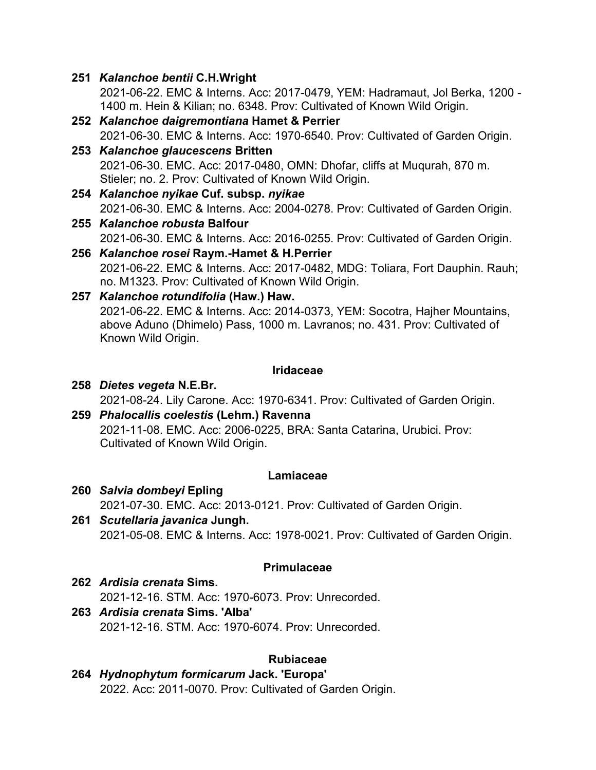**251** ***Kalanchoe bentii*** **C.H.Wright**
2021-06-22. EMC & Interns. Acc: 2017-0479, YEM: Hadramaut, Jol Berka, 1200 - 1400 m. Hein & Kilian; no. 6348. Prov: Cultivated of Known Wild Origin.

**252** ***Kalanchoe daigremontiana*** **Hamet & Perrier**
2021-06-30. EMC & Interns. Acc: 1970-6540. Prov: Cultivated of Garden Origin.

**253** ***Kalanchoe glaucescens*** **Britten**
2021-06-30. EMC. Acc: 2017-0480, OMN: Dhofar, cliffs at Muqurah, 870 m. Stieler; no. 2. Prov: Cultivated of Known Wild Origin.

**254** ***Kalanchoe nyikae*** **Cuf. subsp.** ***nyikae***
2021-06-30. EMC & Interns. Acc: 2004-0278. Prov: Cultivated of Garden Origin.

**255** ***Kalanchoe robusta*** **Balfour**
2021-06-30. EMC & Interns. Acc: 2016-0255. Prov: Cultivated of Garden Origin.

**256** ***Kalanchoe rosei*** **Raym.-Hamet & H.Perrier**
2021-06-22. EMC & Interns. Acc: 2017-0482, MDG: Toliara, Fort Dauphin. Rauh; no. M1323. Prov: Cultivated of Known Wild Origin.

**257** ***Kalanchoe rotundifolia*** **(Haw.) Haw.**
2021-06-22. EMC & Interns. Acc: 2014-0373, YEM: Socotra, Hajher Mountains, above Aduno (Dhimelo) Pass, 1000 m. Lavranos; no. 431. Prov: Cultivated of Known Wild Origin.

### Iridaceae

**258** ***Dietes vegeta*** **N.E.Br.**
2021-08-24. Lily Carone. Acc: 1970-6341. Prov: Cultivated of Garden Origin.

**259** ***Phalocallis coelestis*** **(Lehm.) Ravenna**
2021-11-08. EMC. Acc: 2006-0225, BRA: Santa Catarina, Urubici. Prov: Cultivated of Known Wild Origin.

### Lamiaceae

**260** ***Salvia dombeyi*** **Epling**
2021-07-30. EMC. Acc: 2013-0121. Prov: Cultivated of Garden Origin.

**261** ***Scutellaria javanica*** **Jungh.**
2021-05-08. EMC & Interns. Acc: 1978-0021. Prov: Cultivated of Garden Origin.

### Primulaceae

**262** ***Ardisia crenata*** **Sims.**
2021-12-16. STM. Acc: 1970-6073. Prov: Unrecorded.

**263** ***Ardisia crenata*** **Sims. 'Alba'**
2021-12-16. STM. Acc: 1970-6074. Prov: Unrecorded.

### Rubiaceae

**264** ***Hydnophytum formicarum*** **Jack. 'Europa'**
2022. Acc: 2011-0070. Prov: Cultivated of Garden Origin.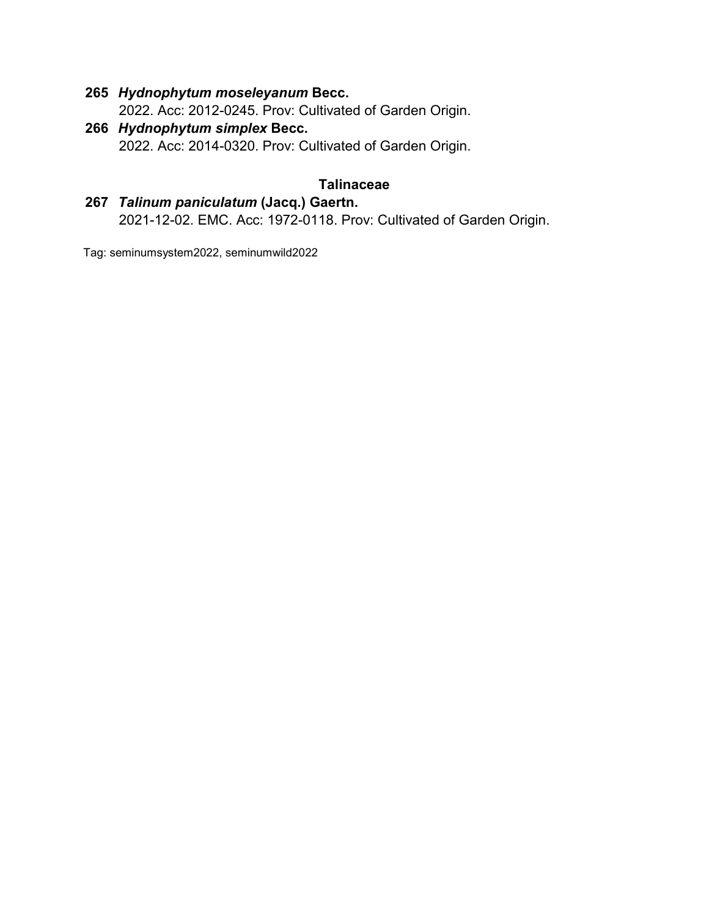**265** ***Hydnophytum moseleyanum* Becc.**
2022. Acc: 2012-0245. Prov: Cultivated of Garden Origin.

**266** ***Hydnophytum simplex* Becc.**
2022. Acc: 2014-0320. Prov: Cultivated of Garden Origin.

### Talinaceae

**267** ***Talinum paniculatum* (Jacq.) Gaertn.**
2021-12-02. EMC. Acc: 1972-0118. Prov: Cultivated of Garden Origin.

Tag: seminumsystem2022, seminumwild2022